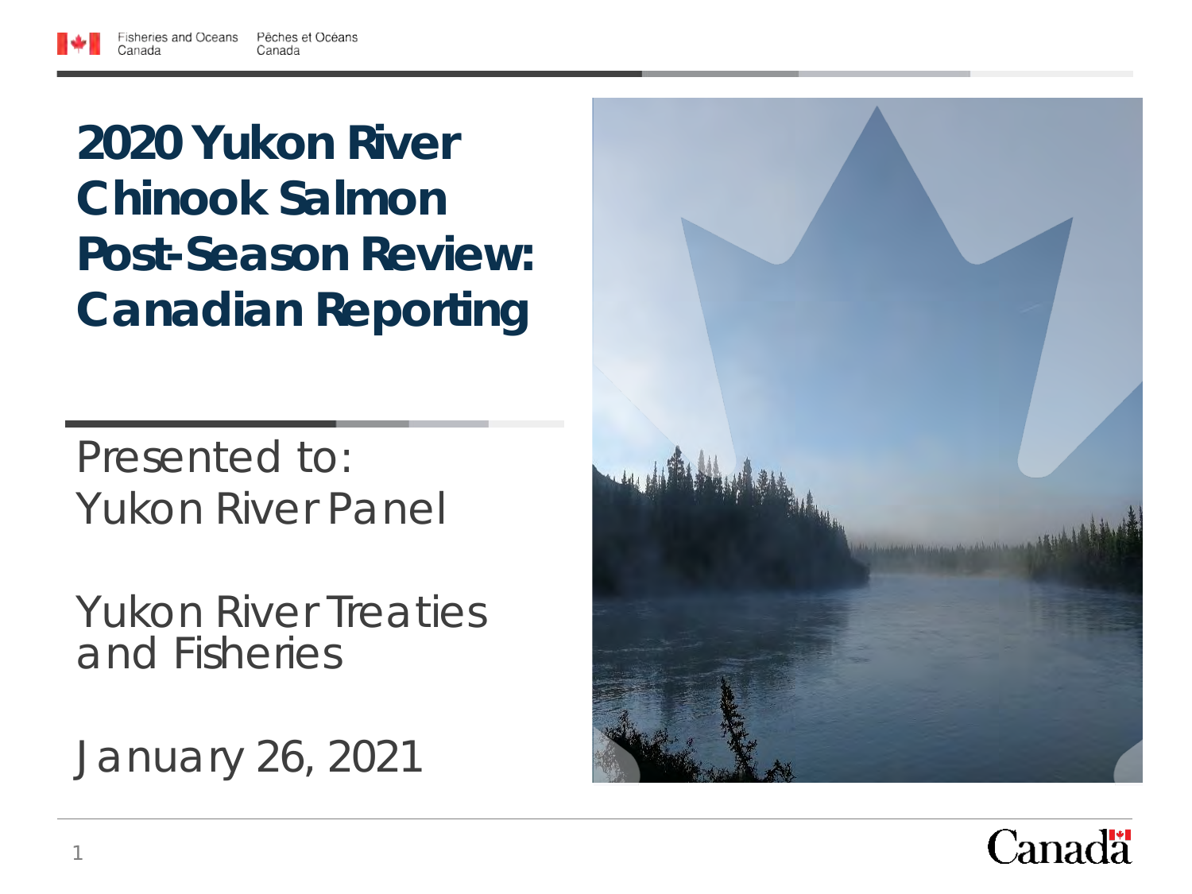Fisheries and Oceans Canada / Pêches et Océans Canada

# 2020 Yukon River Chinook Salmon Post-Season Review: Canadian Reporting

Presented to:
Yukon River Panel

Yukon River Treaties and Fisheries

January 26, 2021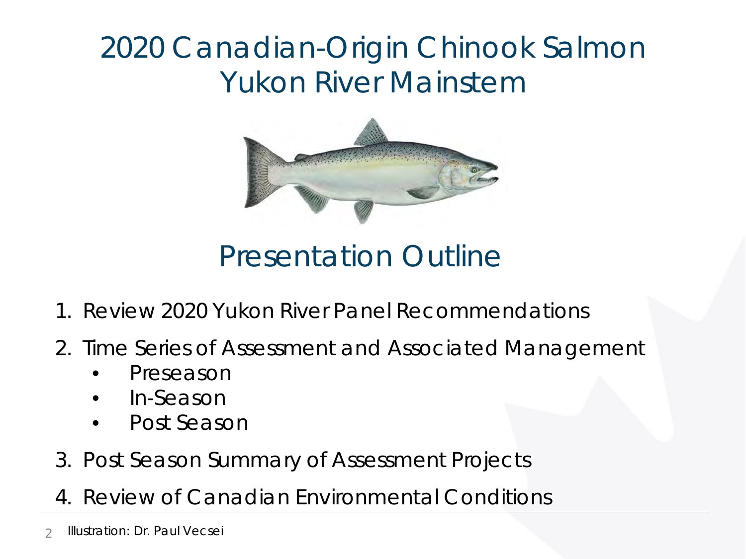# 2020 Canadian-Origin Chinook Salmon Yukon River Mainstem

## Presentation Outline

1. Review 2020 Yukon River Panel Recommendations
2. Time Series of Assessment and Associated Management
   - Preseason
   - In-Season
   - Post Season
3. Post Season Summary of Assessment Projects
4. Review of Canadian Environmental Conditions

Illustration: Dr. Paul Vecsei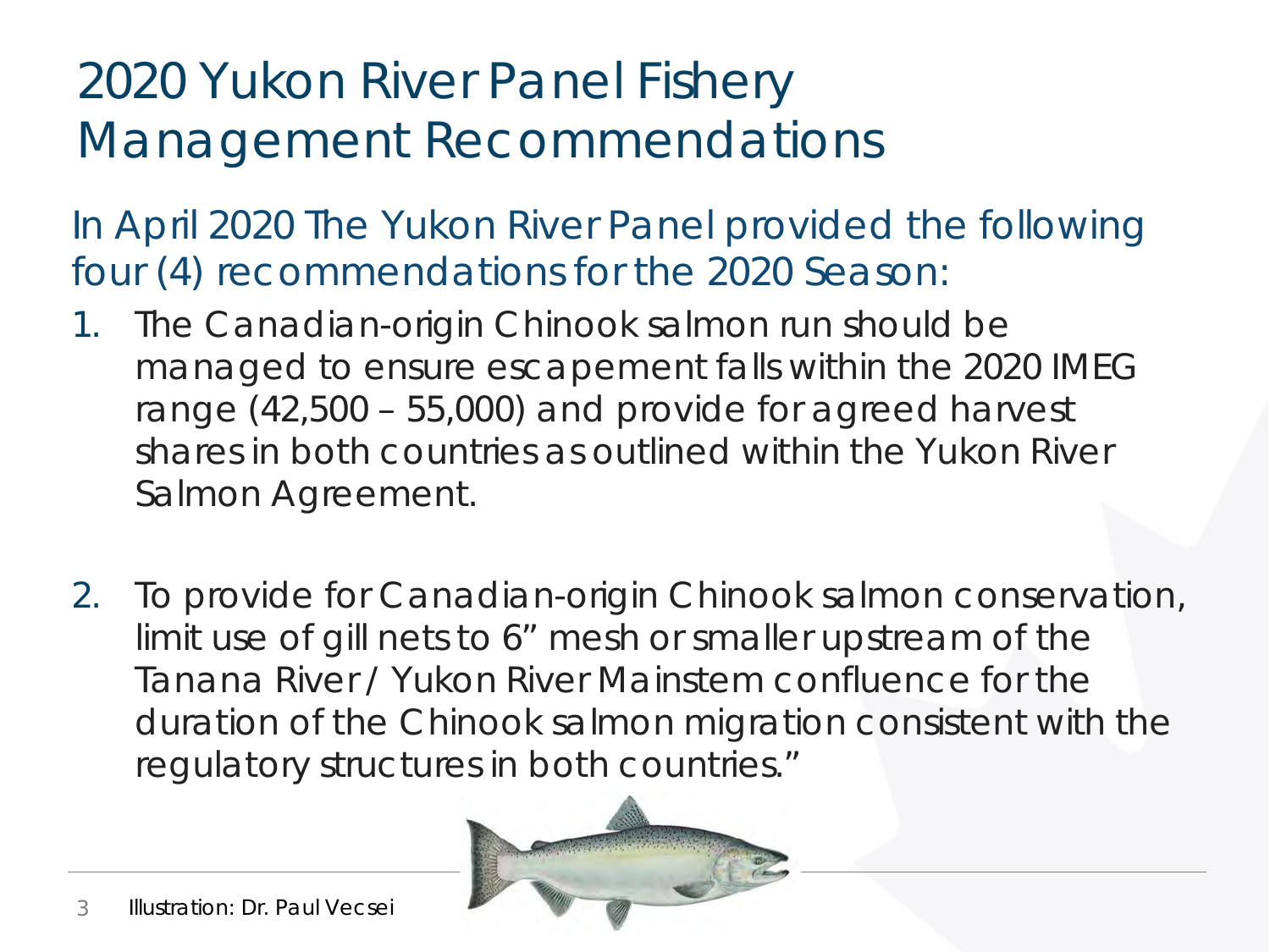# 2020 Yukon River Panel Fishery Management Recommendations

In April 2020 The Yukon River Panel provided the following four (4) recommendations for the 2020 Season:

1. The Canadian-origin Chinook salmon run should be managed to ensure escapement falls within the 2020 IMEG range (42,500 – 55,000) and provide for agreed harvest shares in both countries as outlined within the Yukon River Salmon Agreement.

2. To provide for Canadian-origin Chinook salmon conservation, limit use of gill nets to 6" mesh or smaller upstream of the Tanana River / Yukon River Mainstem confluence for the duration of the Chinook salmon migration consistent with the regulatory structures in both countries."

Illustration: Dr. Paul Vecsei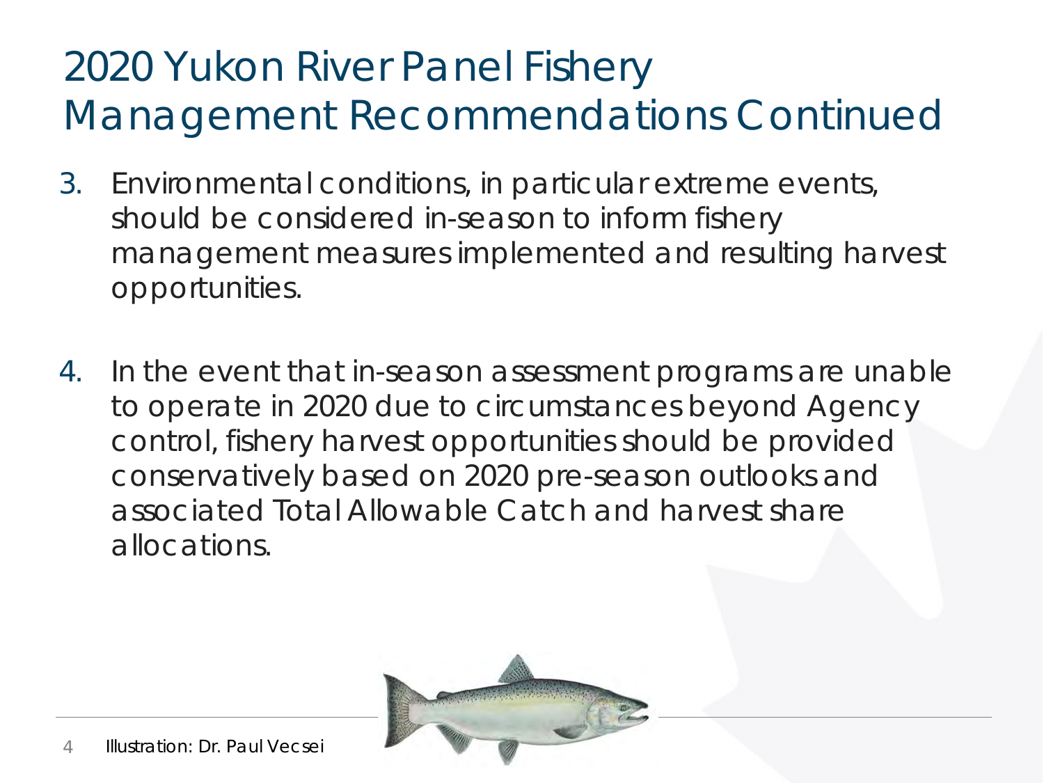# 2020 Yukon River Panel Fishery Management Recommendations Continued

3. Environmental conditions, in particular extreme events, should be considered in-season to inform fishery management measures implemented and resulting harvest opportunities.

4. In the event that in-season assessment programs are unable to operate in 2020 due to circumstances beyond Agency control, fishery harvest opportunities should be provided conservatively based on 2020 pre-season outlooks and associated Total Allowable Catch and harvest share allocations.

Illustration: Dr. Paul Vecsei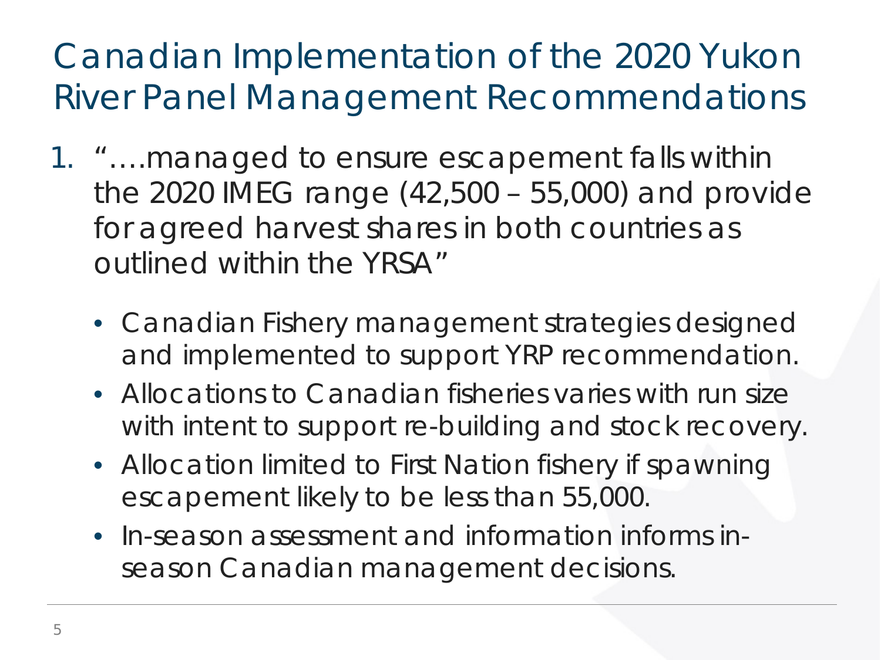# Canadian Implementation of the 2020 Yukon River Panel Management Recommendations

1. "….managed to ensure escapement falls within the 2020 IMEG range (42,500 – 55,000) and provide for agreed harvest shares in both countries as outlined within the YRSA"
   - Canadian Fishery management strategies designed and implemented to support YRP recommendation.
   - Allocations to Canadian fisheries varies with run size with intent to support re-building and stock recovery.
   - Allocation limited to First Nation fishery if spawning escapement likely to be less than 55,000.
   - In-season assessment and information informs in-season Canadian management decisions.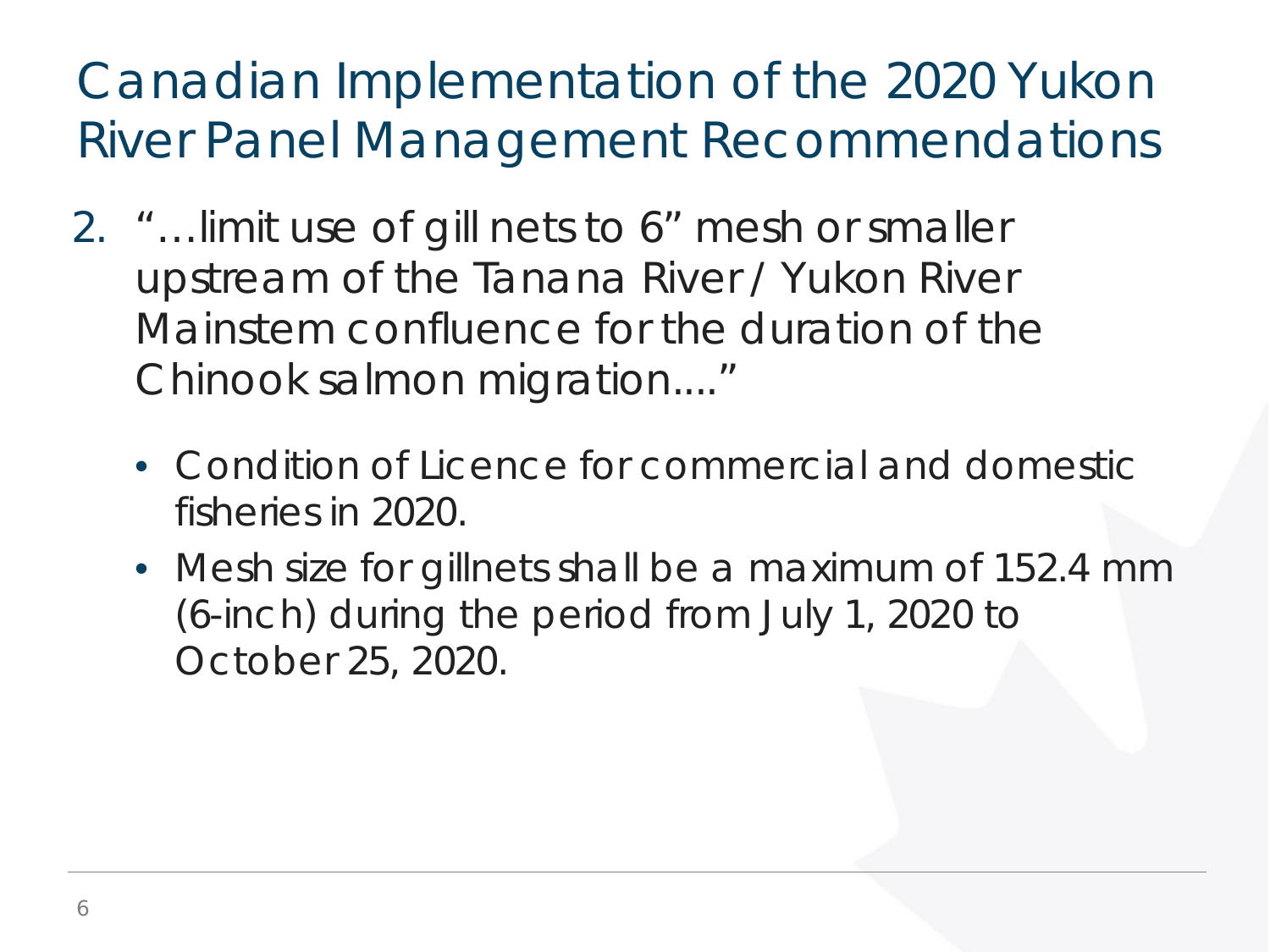# Canadian Implementation of the 2020 Yukon River Panel Management Recommendations

2. "…limit use of gill nets to 6" mesh or smaller upstream of the Tanana River / Yukon River Mainstem confluence for the duration of the Chinook salmon migration...."
   - Condition of Licence for commercial and domestic fisheries in 2020.
   - Mesh size for gillnets shall be a maximum of 152.4 mm (6-inch) during the period from July 1, 2020 to October 25, 2020.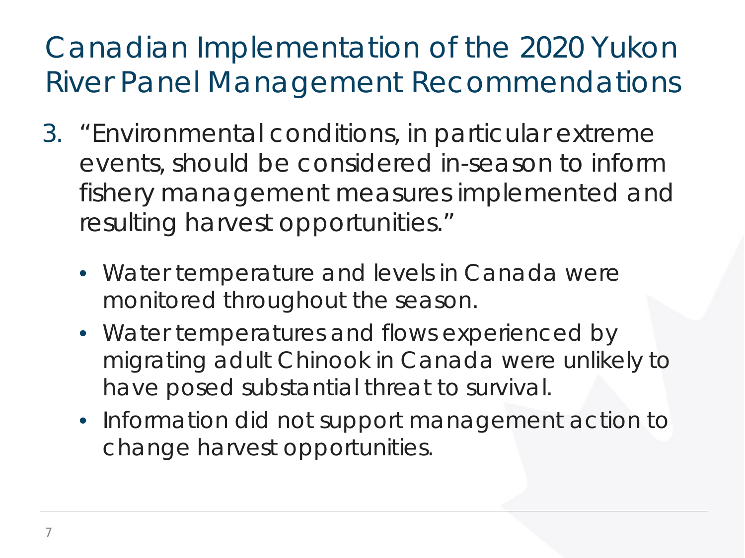# Canadian Implementation of the 2020 Yukon River Panel Management Recommendations

3. "Environmental conditions, in particular extreme events, should be considered in-season to inform fishery management measures implemented and resulting harvest opportunities."
   - Water temperature and levels in Canada were monitored throughout the season.
   - Water temperatures and flows experienced by migrating adult Chinook in Canada were unlikely to have posed substantial threat to survival.
   - Information did not support management action to change harvest opportunities.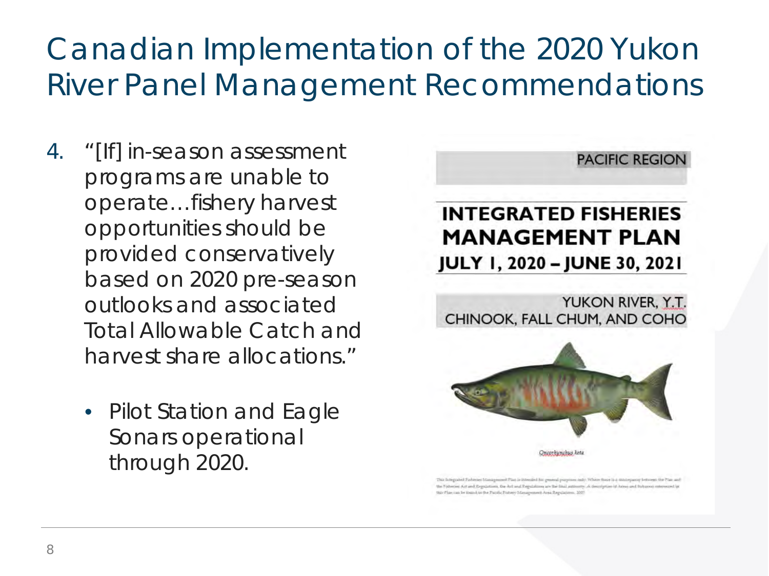# Canadian Implementation of the 2020 Yukon River Panel Management Recommendations

4. "[If] in-season assessment programs are unable to operate…fishery harvest opportunities should be provided conservatively based on 2020 pre-season outlooks and associated Total Allowable Catch and harvest share allocations."

   - Pilot Station and Eagle Sonars operational through 2020.

PACIFIC REGION

**INTEGRATED FISHERIES MANAGEMENT PLAN**
**JULY 1, 2020 – JUNE 30, 2021**

YUKON RIVER, Y.T.
CHINOOK, FALL CHUM, AND COHO

*Oncorhynchus keta*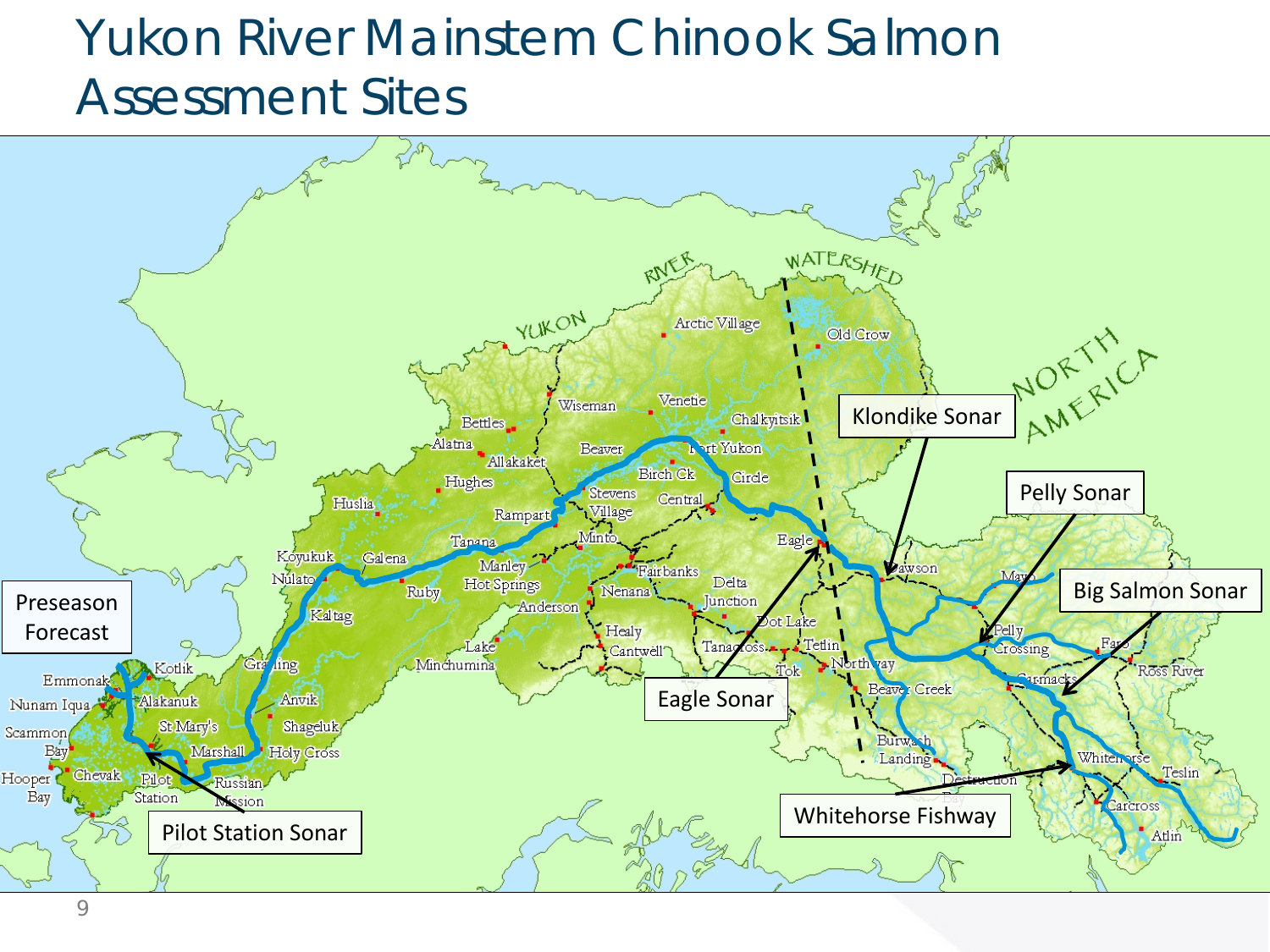# Yukon River Mainstem Chinook Salmon Assessment Sites

Preseason Forecast

Pilot Station Sonar

Eagle Sonar

Klondike Sonar

Pelly Sonar

Big Salmon Sonar

Whitehorse Fishway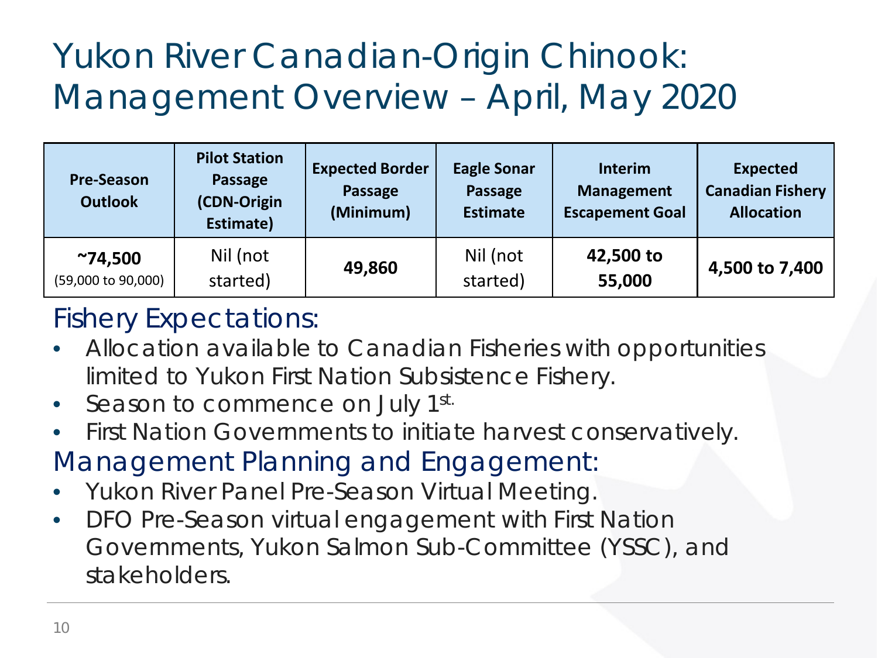# Yukon River Canadian-Origin Chinook: Management Overview – April, May 2020

| Pre-Season Outlook | Pilot Station Passage (CDN-Origin Estimate) | Expected Border Passage (Minimum) | Eagle Sonar Passage Estimate | Interim Management Escapement Goal | Expected Canadian Fishery Allocation |
|---|---|---|---|---|---|
| **~74,500** (59,000 to 90,000) | Nil (not started) | **49,860** | Nil (not started) | **42,500 to 55,000** | **4,500 to 7,400** |

## Fishery Expectations:

- Allocation available to Canadian Fisheries with opportunities limited to Yukon First Nation Subsistence Fishery.
- Season to commence on July 1st.
- First Nation Governments to initiate harvest conservatively.

## Management Planning and Engagement:

- Yukon River Panel Pre-Season Virtual Meeting.
- DFO Pre-Season virtual engagement with First Nation Governments, Yukon Salmon Sub-Committee (YSSC), and stakeholders.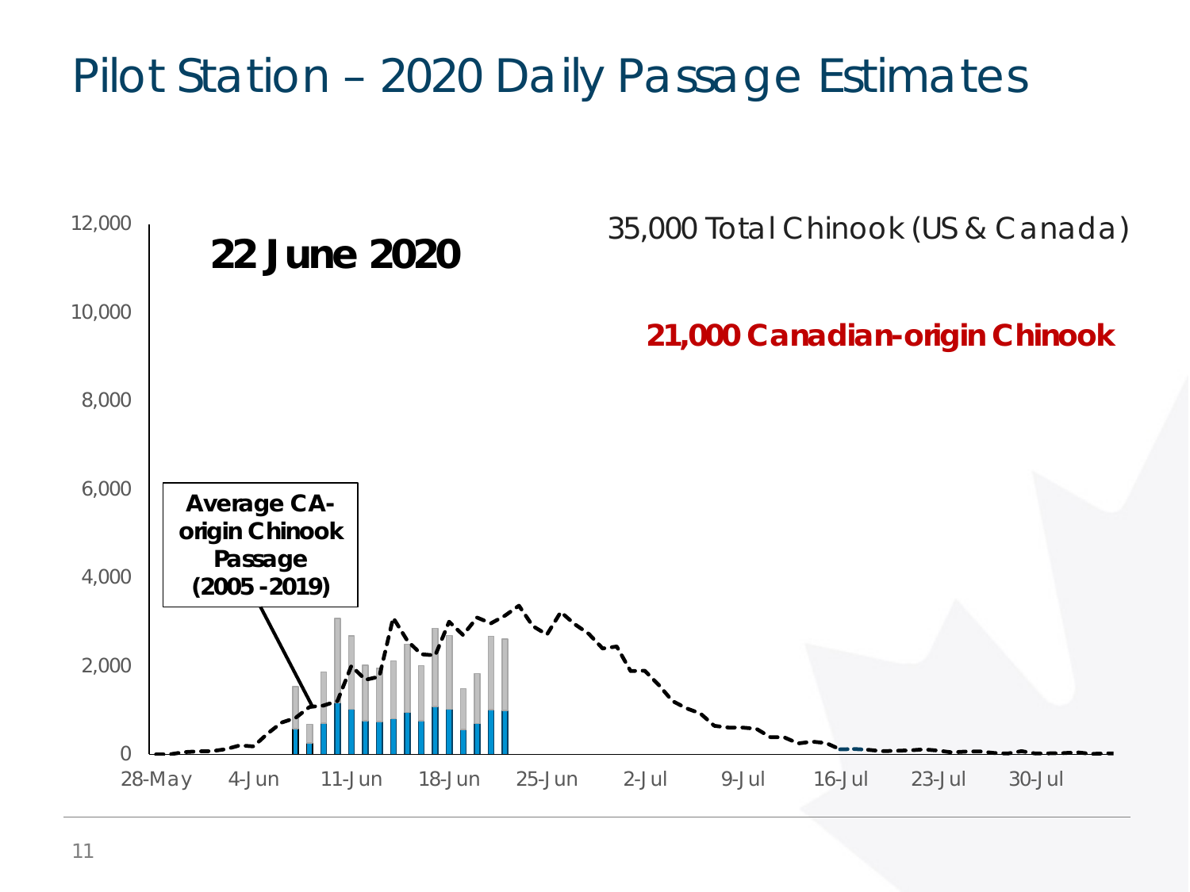# Pilot Station – 2020 Daily Passage Estimates

**22 June 2020**

35,000 Total Chinook (US & Canada)

**21,000 Canadian-origin Chinook**

**Average CA-origin Chinook Passage (2005 -2019)**

12,000
10,000
8,000
6,000
4,000
2,000
0

28-May | 4-Jun | 11-Jun | 18-Jun | 25-Jun | 2-Jul | 9-Jul | 16-Jul | 23-Jul | 30-Jul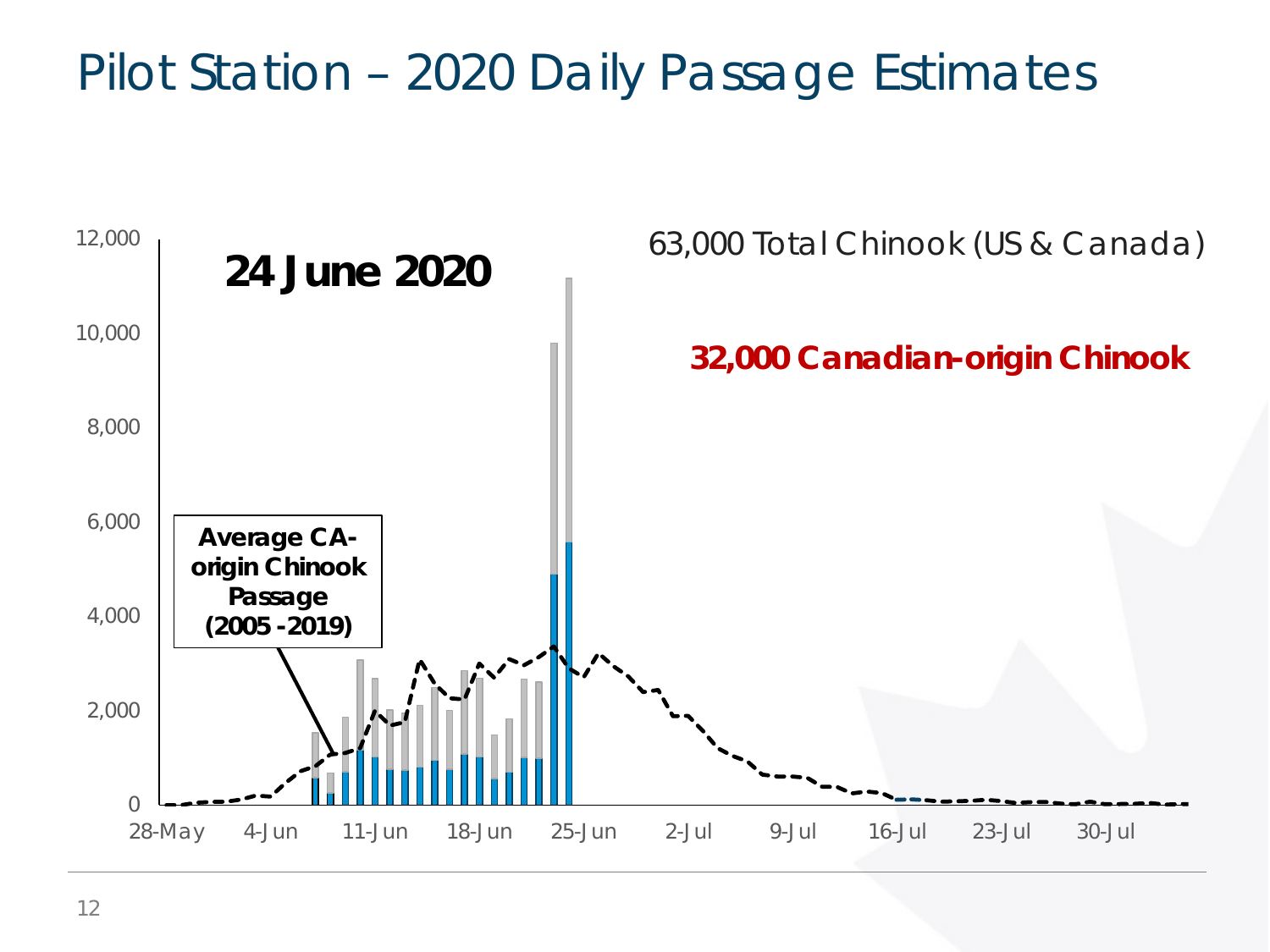# Pilot Station – 2020 Daily Passage Estimates

**24 June 2020**

63,000 Total Chinook (US & Canada)

**32,000 Canadian-origin Chinook**

**Average CA-origin Chinook Passage (2005 -2019)**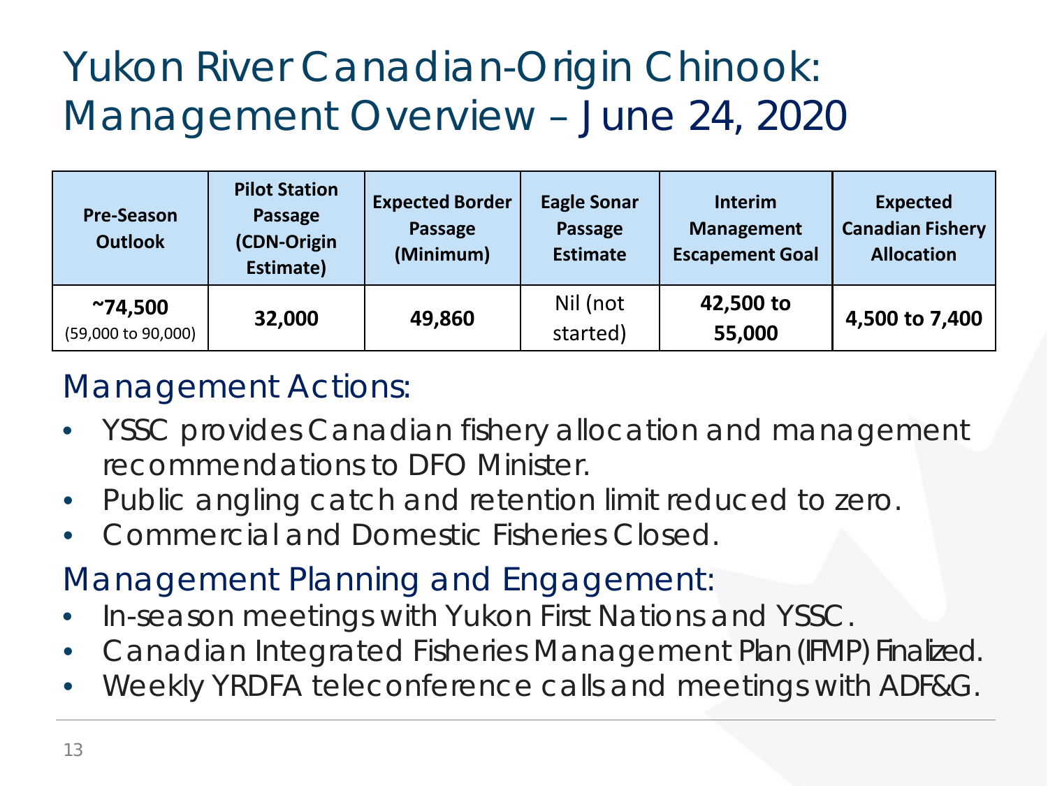# Yukon River Canadian-Origin Chinook: Management Overview – June 24, 2020

| Pre-Season Outlook | Pilot Station Passage (CDN-Origin Estimate) | Expected Border Passage (Minimum) | Eagle Sonar Passage Estimate | Interim Management Escapement Goal | Expected Canadian Fishery Allocation |
|---|---|---|---|---|---|
| **~74,500** (59,000 to 90,000) | **32,000** | **49,860** | Nil (not started) | **42,500 to 55,000** | **4,500 to 7,400** |

## Management Actions:

- YSSC provides Canadian fishery allocation and management recommendations to DFO Minister.
- Public angling catch and retention limit reduced to zero.
- Commercial and Domestic Fisheries Closed.

## Management Planning and Engagement:

- In-season meetings with Yukon First Nations and YSSC.
- Canadian Integrated Fisheries Management Plan (IFMP) Finalized.
- Weekly YRDFA teleconference calls and meetings with ADF&G.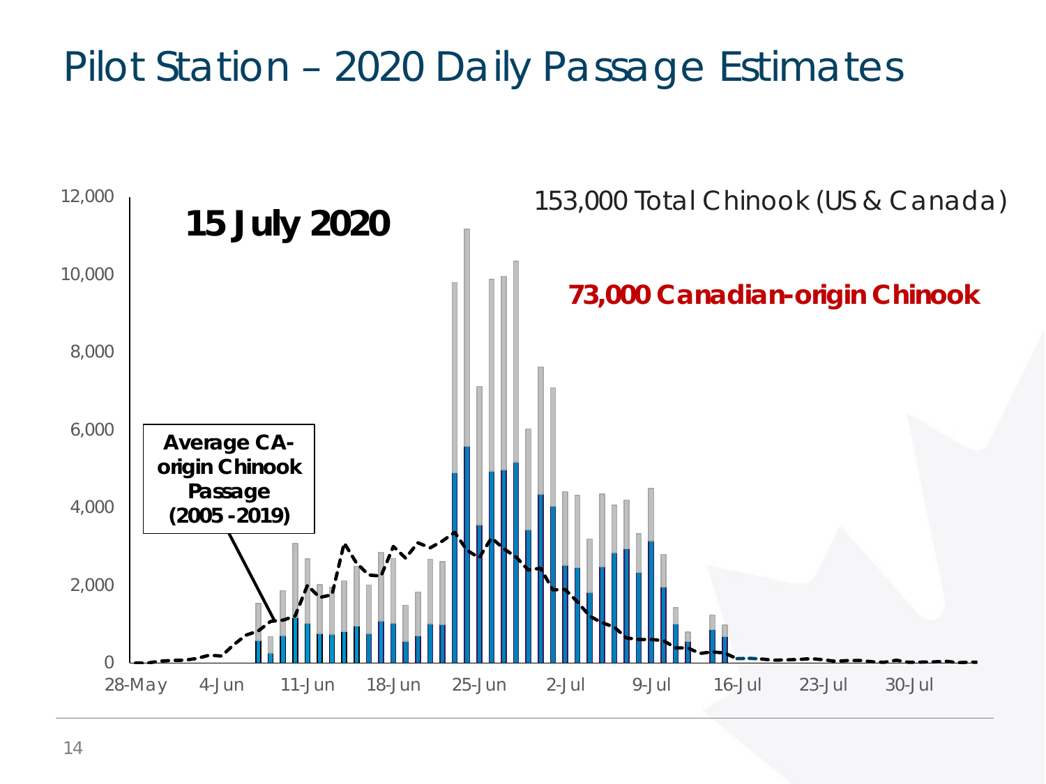# Pilot Station – 2020 Daily Passage Estimates

**15 July 2020**

153,000 Total Chinook (US & Canada)

**73,000 Canadian-origin Chinook**

**Average CA-origin Chinook Passage (2005-2019)**

12,000
10,000
8,000
6,000
4,000
2,000
0

28-May 4-Jun 11-Jun 18-Jun 25-Jun 2-Jul 9-Jul 16-Jul 23-Jul 30-Jul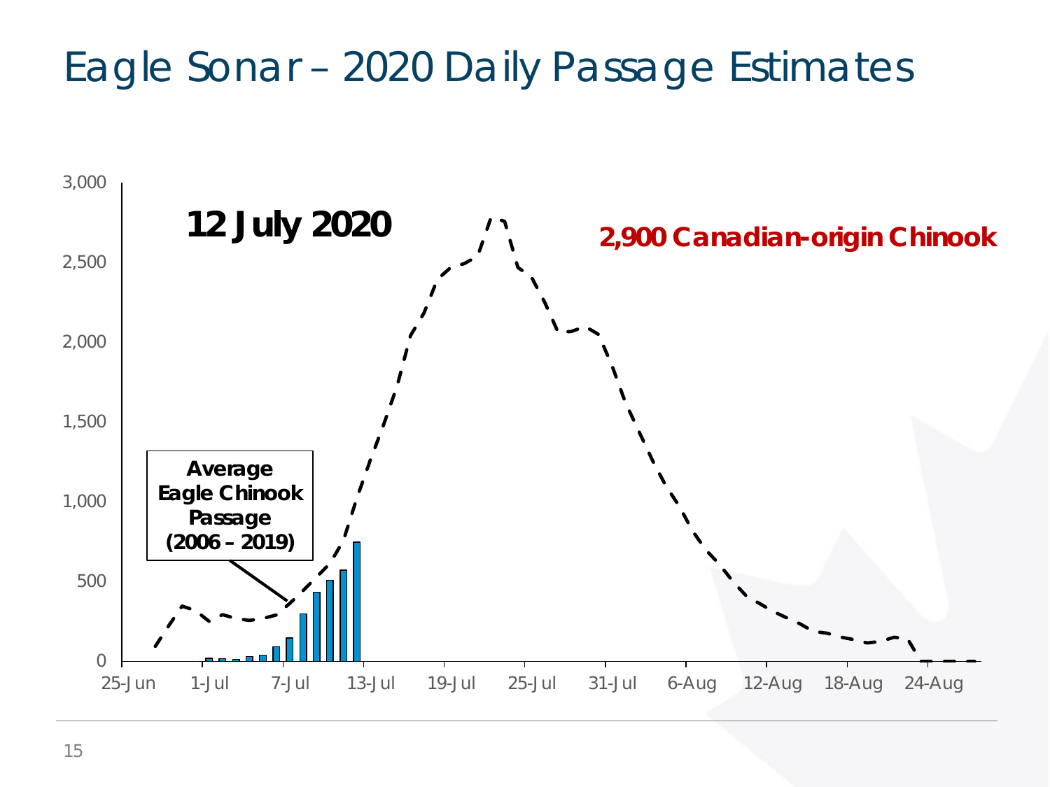# Eagle Sonar – 2020 Daily Passage Estimates

**12 July 2020**

**2,900 Canadian-origin Chinook**

**Average Eagle Chinook Passage (2006 – 2019)**

Y-axis: 0, 500, 1,000, 1,500, 2,000, 2,500, 3,000

X-axis: 25-Jun, 1-Jul, 7-Jul, 13-Jul, 19-Jul, 25-Jul, 31-Jul, 6-Aug, 12-Aug, 18-Aug, 24-Aug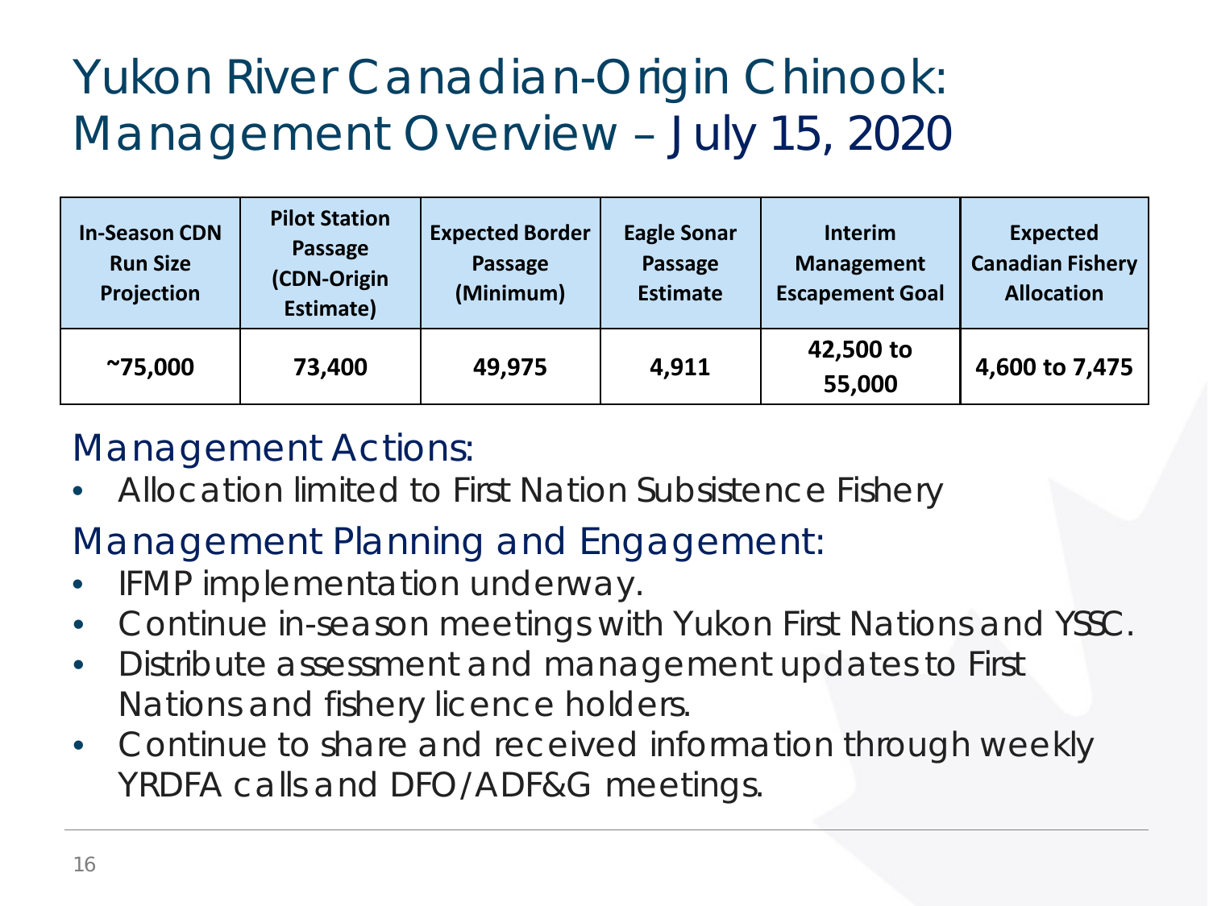# Yukon River Canadian-Origin Chinook: Management Overview – July 15, 2020

| In-Season CDN Run Size Projection | Pilot Station Passage (CDN-Origin Estimate) | Expected Border Passage (Minimum) | Eagle Sonar Passage Estimate | Interim Management Escapement Goal | Expected Canadian Fishery Allocation |
|---|---|---|---|---|---|
| ~75,000 | 73,400 | 49,975 | 4,911 | 42,500 to 55,000 | 4,600 to 7,475 |

## Management Actions:

- Allocation limited to First Nation Subsistence Fishery

## Management Planning and Engagement:

- IFMP implementation underway.
- Continue in-season meetings with Yukon First Nations and YSSC.
- Distribute assessment and management updates to First Nations and fishery licence holders.
- Continue to share and received information through weekly YRDFA calls and DFO/ADF&G meetings.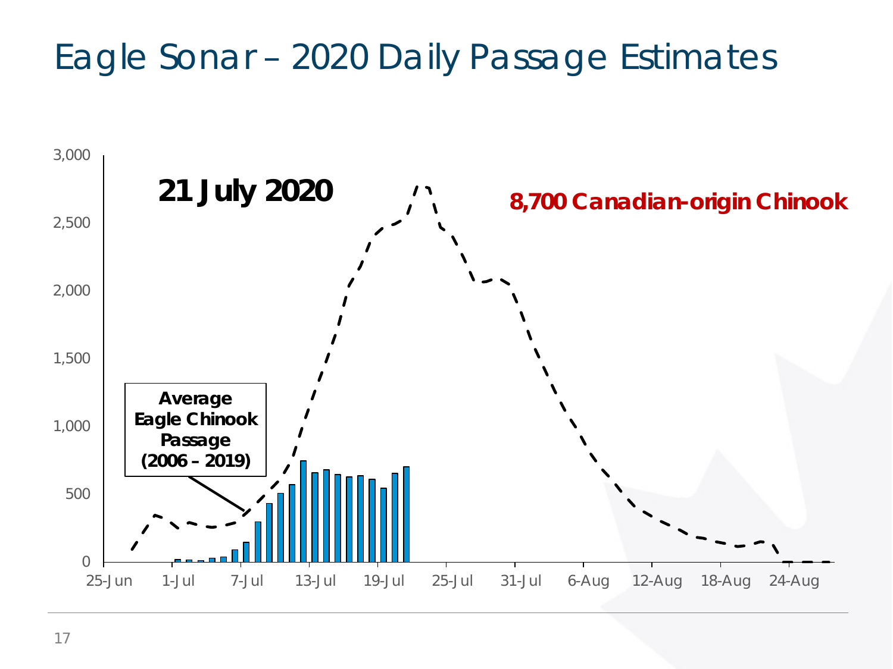# Eagle Sonar – 2020 Daily Passage Estimates

**21 July 2020**

**8,700 Canadian-origin Chinook**

**Average Eagle Chinook Passage (2006 – 2019)**

Y-axis: 0, 500, 1,000, 1,500, 2,000, 2,500, 3,000

X-axis: 25-Jun, 1-Jul, 7-Jul, 13-Jul, 19-Jul, 25-Jul, 31-Jul, 6-Aug, 12-Aug, 18-Aug, 24-Aug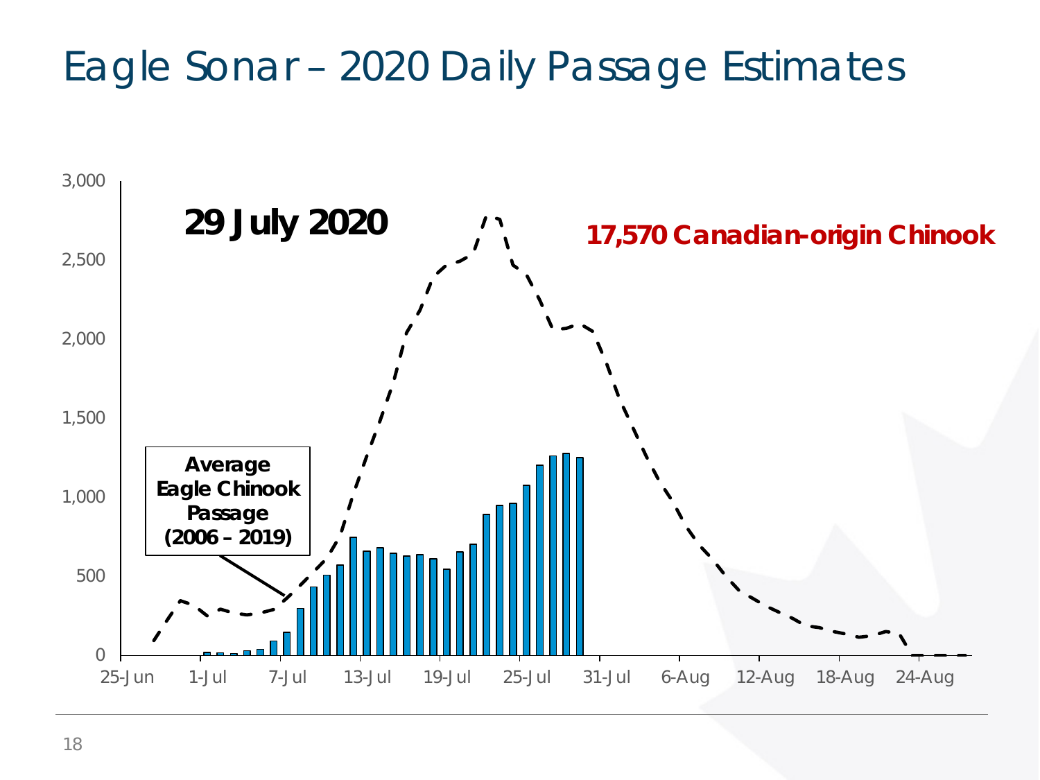# Eagle Sonar – 2020 Daily Passage Estimates

**29 July 2020**

**17,570 Canadian-origin Chinook**

**Average Eagle Chinook Passage (2006 – 2019)**

3,000
2,500
2,000
1,500
1,000
500
0

25-Jun 1-Jul 7-Jul 13-Jul 19-Jul 25-Jul 31-Jul 6-Aug 12-Aug 18-Aug 24-Aug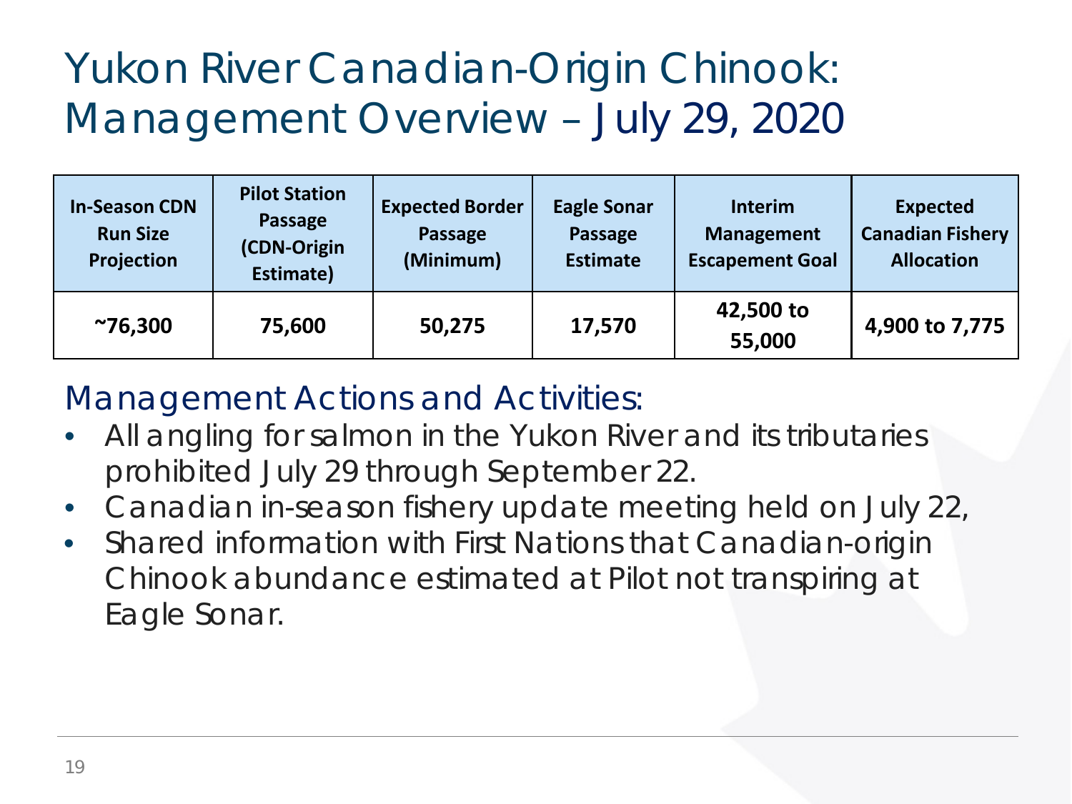# Yukon River Canadian-Origin Chinook: Management Overview – July 29, 2020

| In-Season CDN Run Size Projection | Pilot Station Passage (CDN-Origin Estimate) | Expected Border Passage (Minimum) | Eagle Sonar Passage Estimate | Interim Management Escapement Goal | Expected Canadian Fishery Allocation |
|---|---|---|---|---|---|
| ~76,300 | 75,600 | 50,275 | 17,570 | 42,500 to 55,000 | 4,900 to 7,775 |

## Management Actions and Activities:

- All angling for salmon in the Yukon River and its tributaries prohibited July 29 through September 22.
- Canadian in-season fishery update meeting held on July 22,
- Shared information with First Nations that Canadian-origin Chinook abundance estimated at Pilot not transpiring at Eagle Sonar.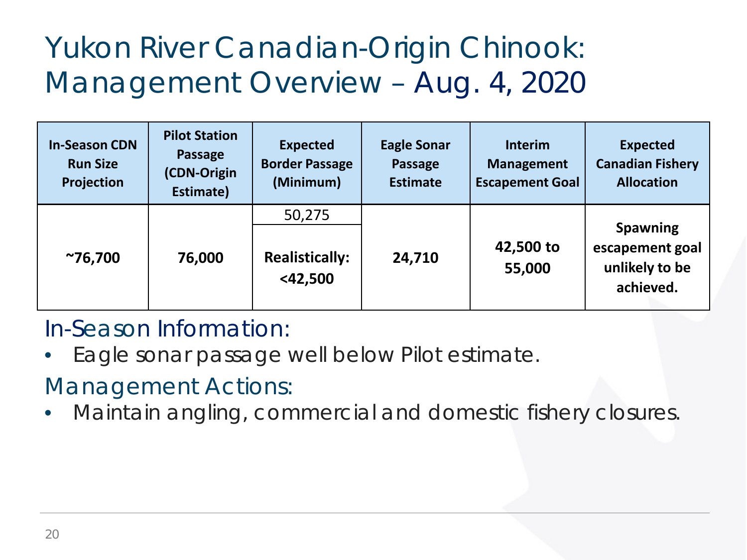# Yukon River Canadian-Origin Chinook: Management Overview – Aug. 4, 2020

| In-Season CDN Run Size Projection | Pilot Station Passage (CDN-Origin Estimate) | Expected Border Passage (Minimum) | Eagle Sonar Passage Estimate | Interim Management Escapement Goal | Expected Canadian Fishery Allocation |
|---|---|---|---|---|---|
| **~76,700** | **76,000** | 50,275<br>**Realistically: <42,500** | **24,710** | **42,500 to 55,000** | **Spawning escapement goal unlikely to be achieved.** |

## In-Season Information:

- Eagle sonar passage well below Pilot estimate.

## Management Actions:

- Maintain angling, commercial and domestic fishery closures.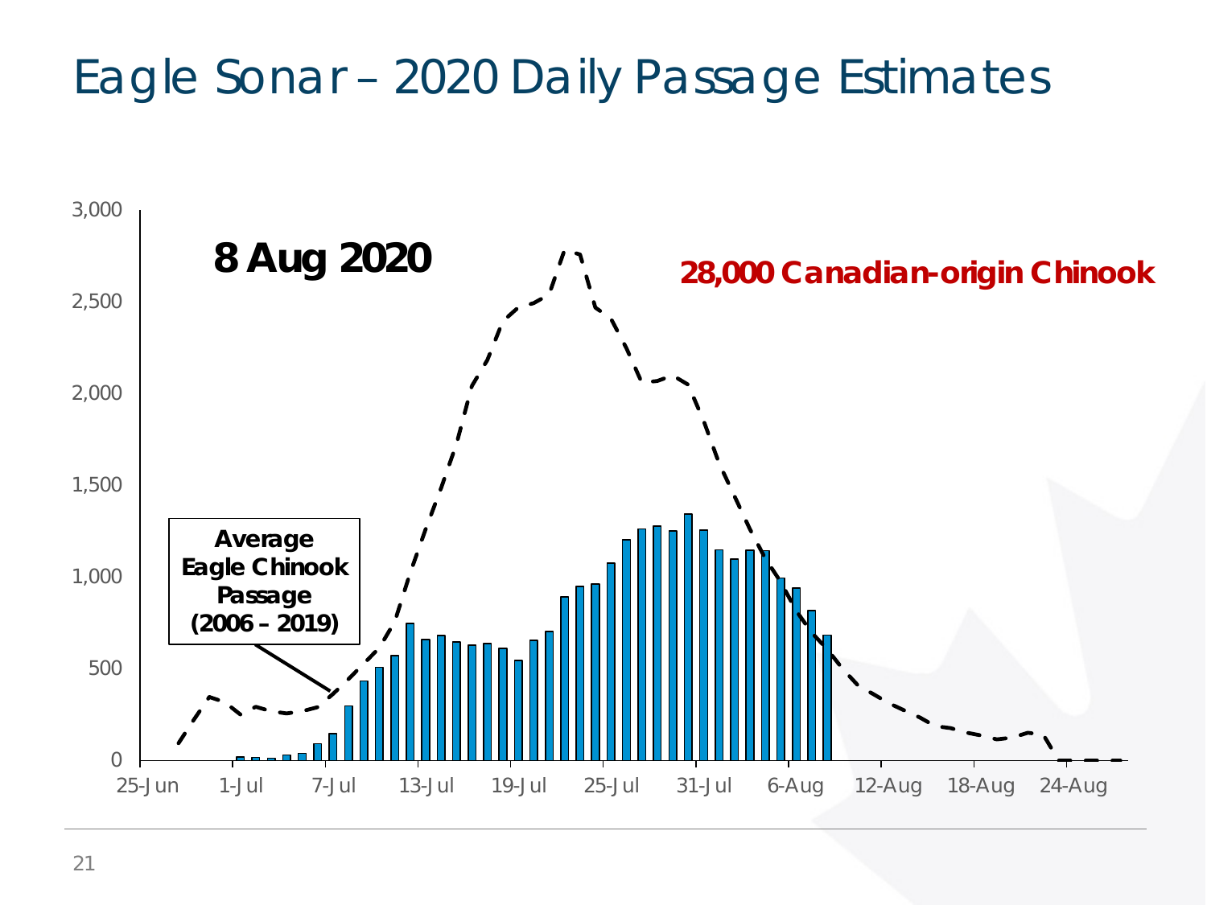# Eagle Sonar – 2020 Daily Passage Estimates

**8 Aug 2020**

**28,000 Canadian-origin Chinook**

**Average Eagle Chinook Passage (2006 – 2019)**

3,000
2,500
2,000
1,500
1,000
500
0

25-Jun 1-Jul 7-Jul 13-Jul 19-Jul 25-Jul 31-Jul 6-Aug 12-Aug 18-Aug 24-Aug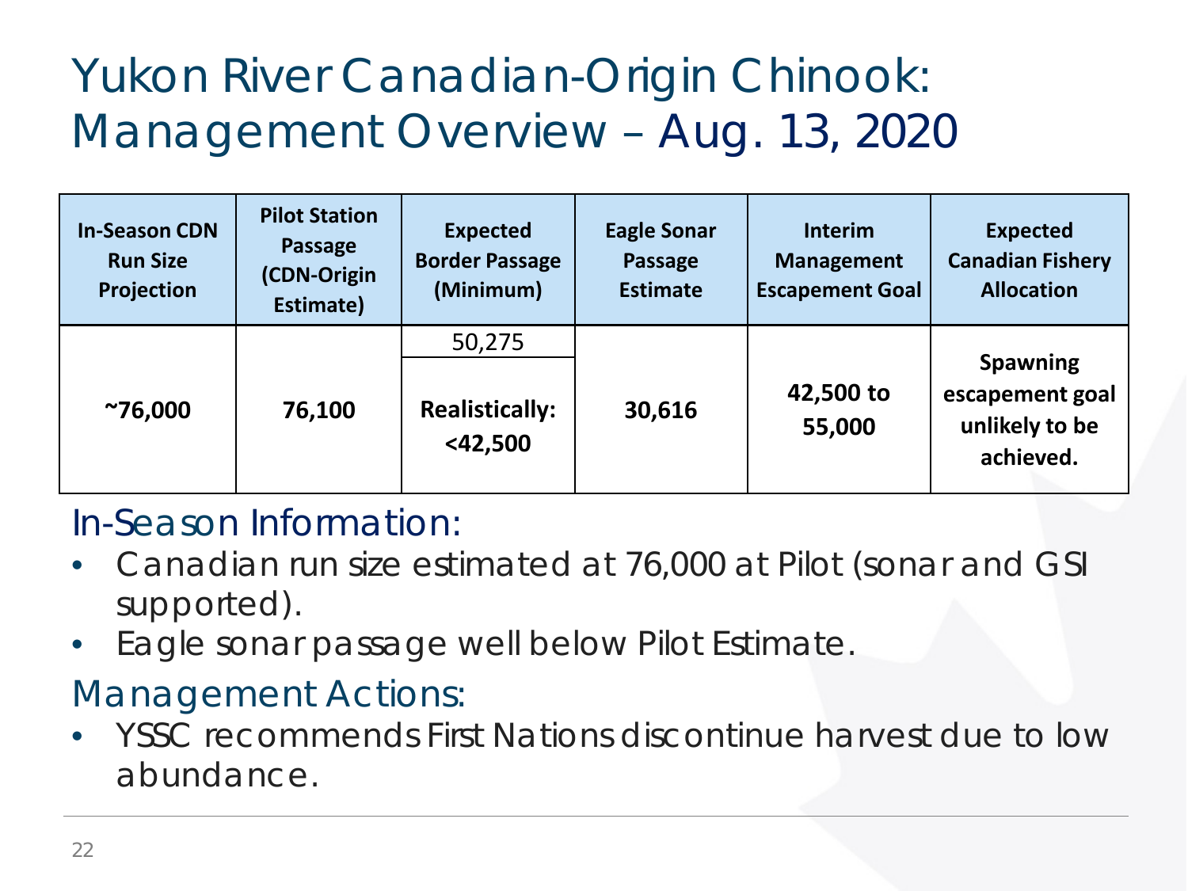# Yukon River Canadian-Origin Chinook: Management Overview – Aug. 13, 2020

| In-Season CDN Run Size Projection | Pilot Station Passage (CDN-Origin Estimate) | Expected Border Passage (Minimum) | Eagle Sonar Passage Estimate | Interim Management Escapement Goal | Expected Canadian Fishery Allocation |
|---|---|---|---|---|---|
| **~76,000** | **76,100** | 50,275<br>**Realistically: <42,500** | **30,616** | **42,500 to 55,000** | **Spawning escapement goal unlikely to be achieved.** |

## In-Season Information:

- Canadian run size estimated at 76,000 at Pilot (sonar and GSI supported).
- Eagle sonar passage well below Pilot Estimate.

## Management Actions:

- YSSC recommends First Nations discontinue harvest due to low abundance.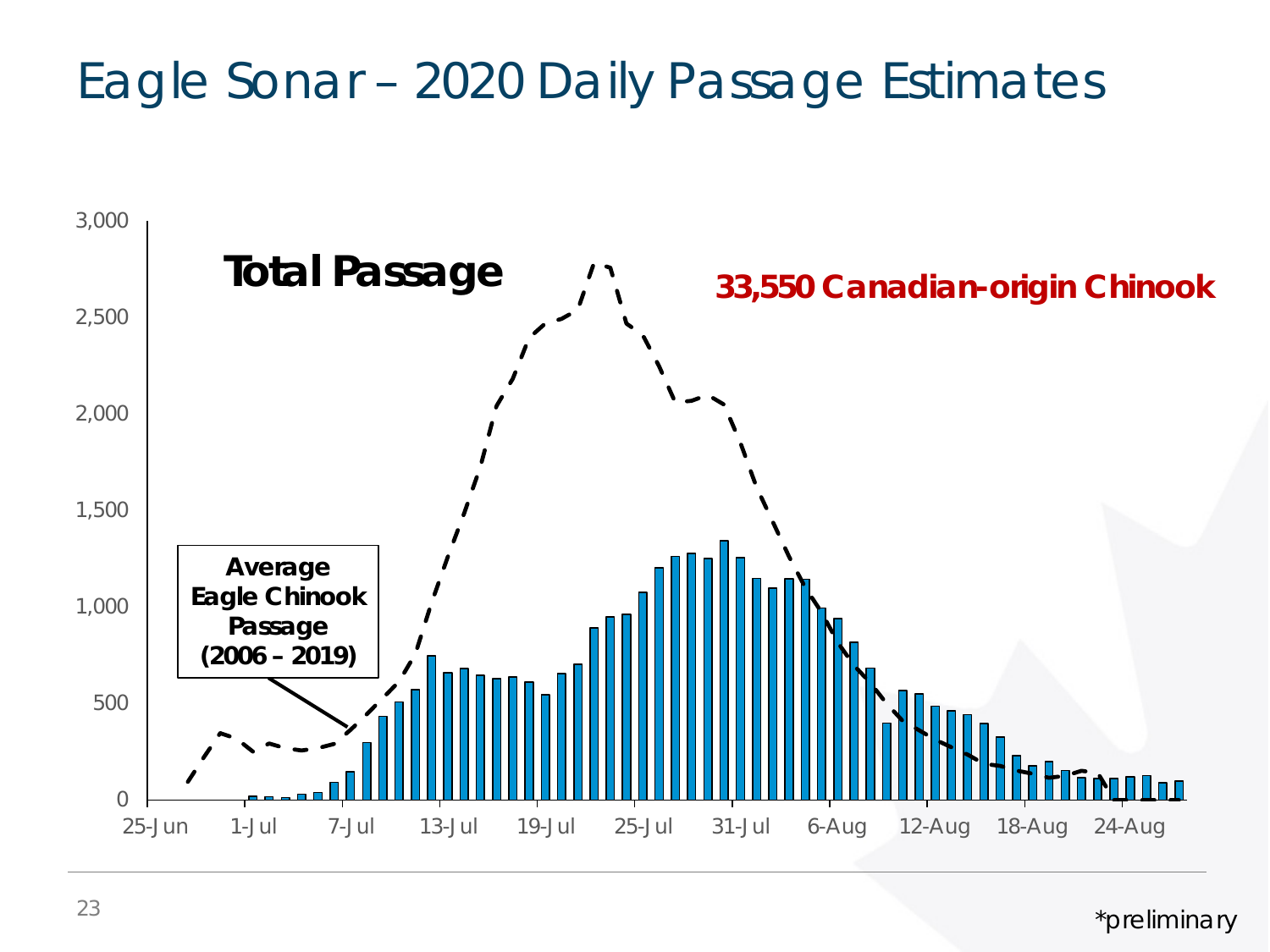# Eagle Sonar – 2020 Daily Passage Estimates

**Total Passage**

**33,550 Canadian-origin Chinook**

**Average Eagle Chinook Passage (2006 – 2019)**

*preliminary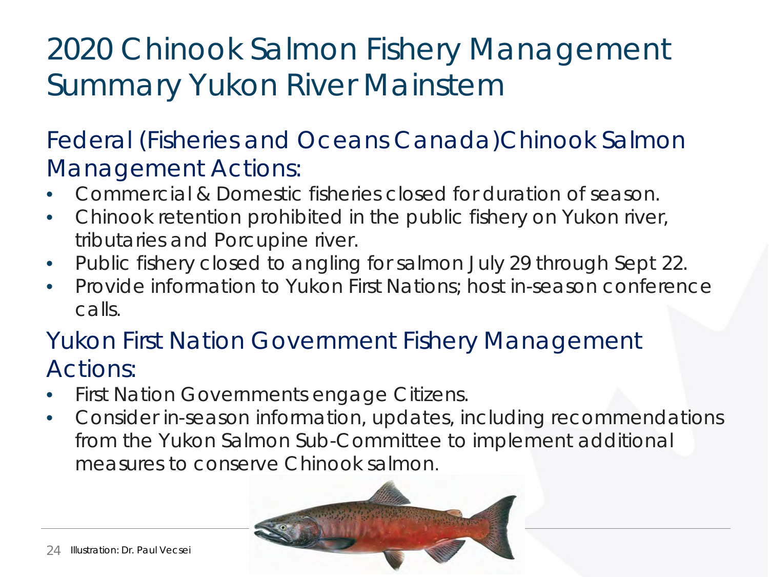# 2020 Chinook Salmon Fishery Management Summary Yukon River Mainstem

## Federal (Fisheries and Oceans Canada) Chinook Salmon Management Actions:

- Commercial & Domestic fisheries closed for duration of season.
- Chinook retention prohibited in the public fishery on Yukon river, tributaries and Porcupine river.
- Public fishery closed to angling for salmon July 29 through Sept 22.
- Provide information to Yukon First Nations; host in-season conference calls.

## Yukon First Nation Government Fishery Management Actions:

- First Nation Governments engage Citizens.
- Consider in-season information, updates, including recommendations from the Yukon Salmon Sub-Committee to implement additional measures to conserve Chinook salmon.

Illustration: Dr. Paul Vecsei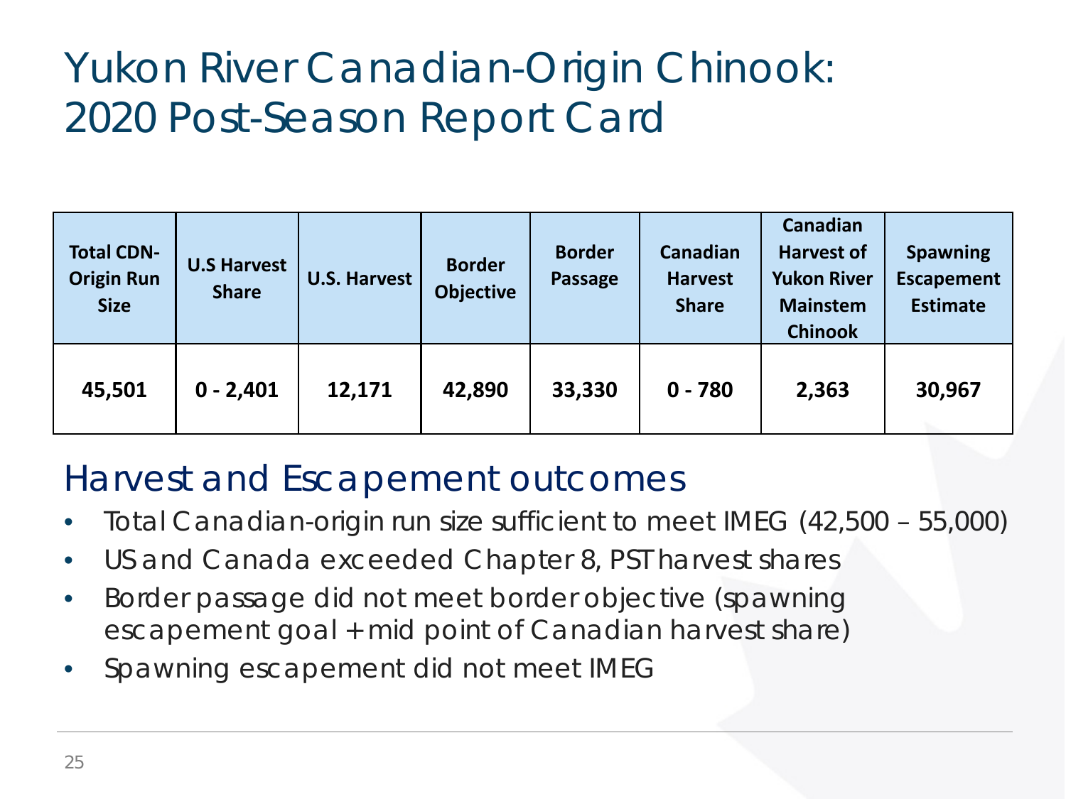# Yukon River Canadian-Origin Chinook: 2020 Post-Season Report Card

| Total CDN-Origin Run Size | U.S Harvest Share | U.S. Harvest | Border Objective | Border Passage | Canadian Harvest Share | Canadian Harvest of Yukon River Mainstem Chinook | Spawning Escapement Estimate |
|---|---|---|---|---|---|---|---|
| 45,501 | 0 - 2,401 | 12,171 | 42,890 | 33,330 | 0 - 780 | 2,363 | 30,967 |

## Harvest and Escapement outcomes

- Total Canadian-origin run size sufficient to meet IMEG (42,500 – 55,000)
- US and Canada exceeded Chapter 8, PST harvest shares
- Border passage did not meet border objective (spawning escapement goal + mid point of Canadian harvest share)
- Spawning escapement did not meet IMEG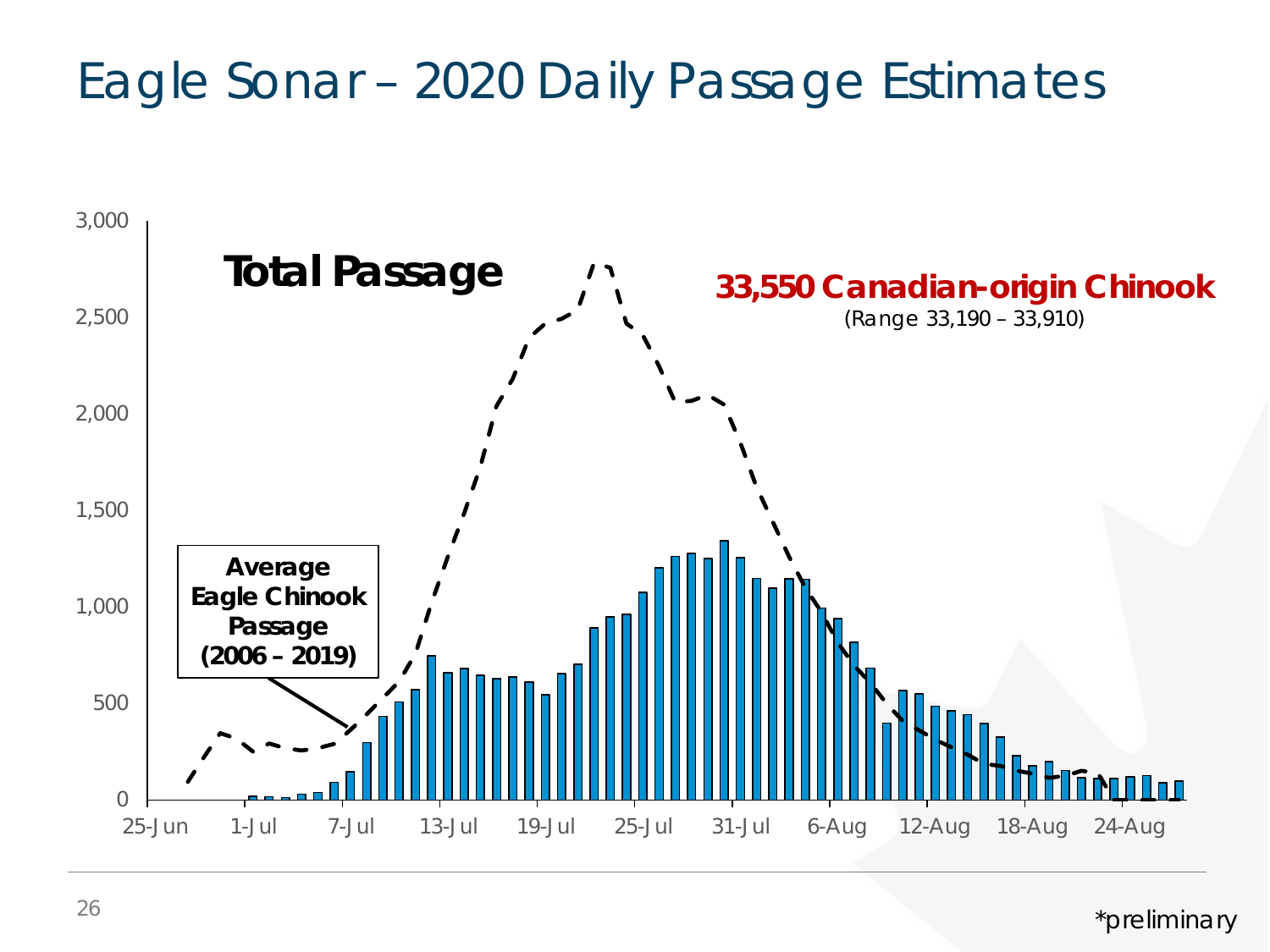# Eagle Sonar – 2020 Daily Passage Estimates

**Total Passage**

**33,550 Canadian-origin Chinook**

(Range 33,190 – 33,910)

**Average Eagle Chinook Passage (2006 – 2019)**

*preliminary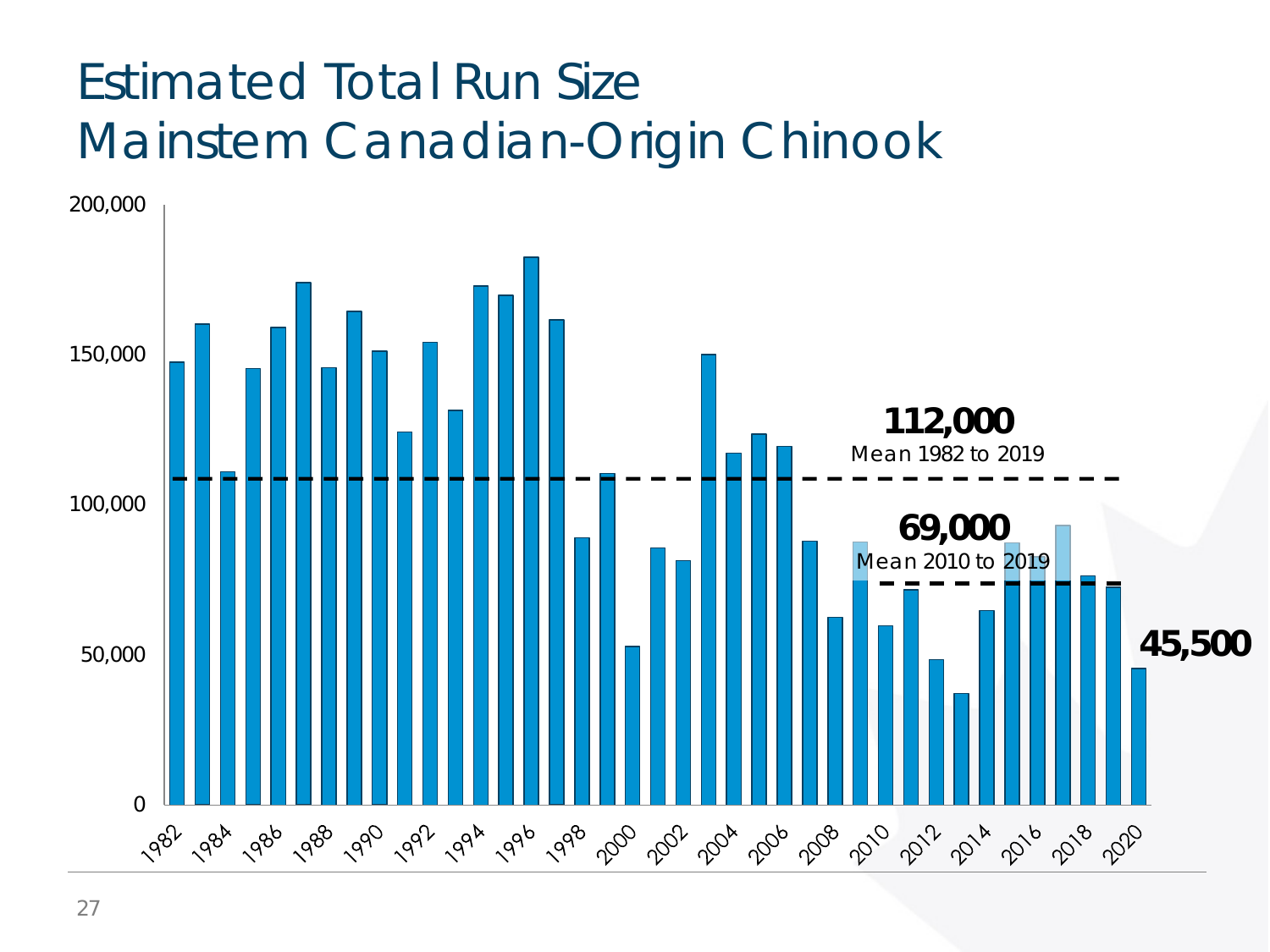# Estimated Total Run Size
# Mainstem Canadian-Origin Chinook

200,000

150,000

100,000

50,000

0

1982 1984 1986 1988 1990 1992 1994 1996 1998 2000 2002 2004 2006 2008 2010 2012 2014 2016 2018 2020

**112,000**
Mean 1982 to 2019

**69,000**
Mean 2010 to 2019

**45,500**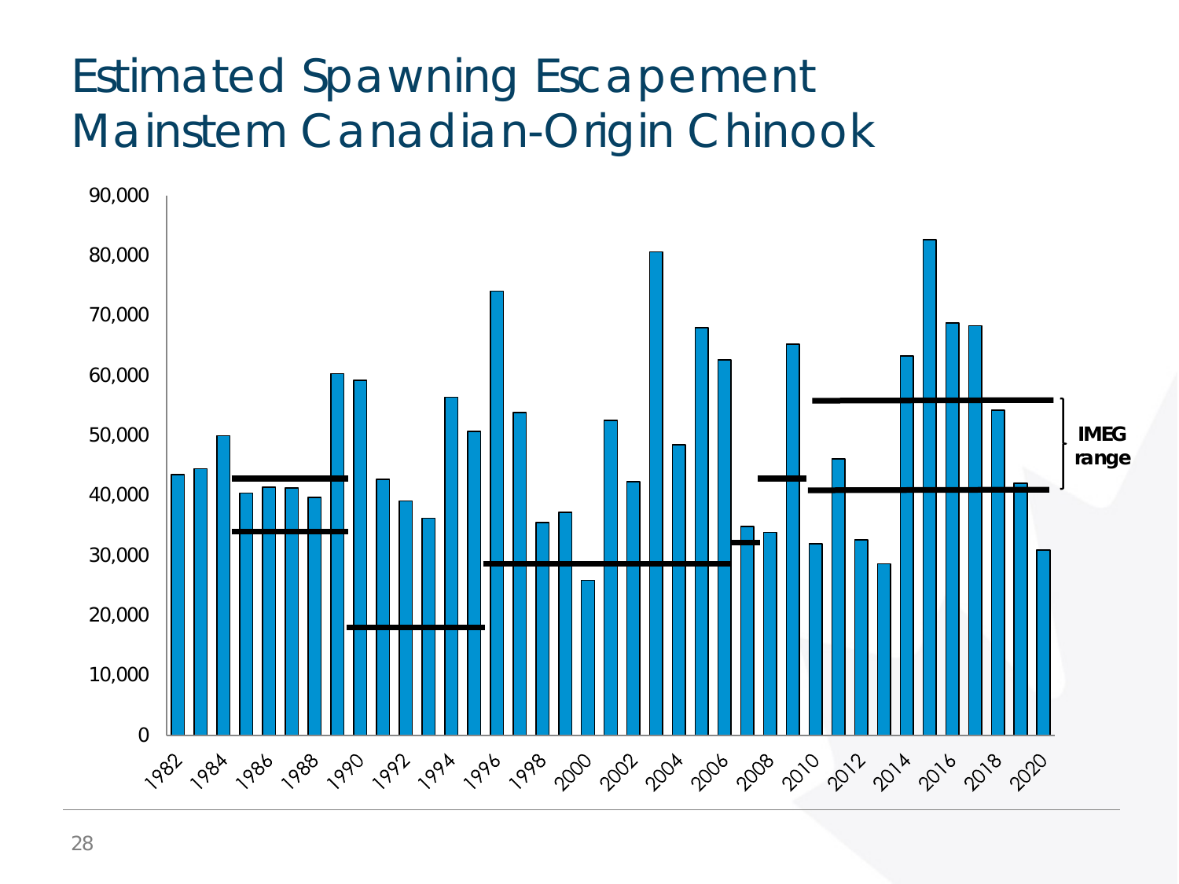# Estimated Spawning Escapement Mainstem Canadian-Origin Chinook

90,000
80,000
70,000
60,000
50,000
40,000
30,000
20,000
10,000
0

1982 1984 1986 1988 1990 1992 1994 1996 1998 2000 2002 2004 2006 2008 2010 2012 2014 2016 2018 2020

**IMEG range**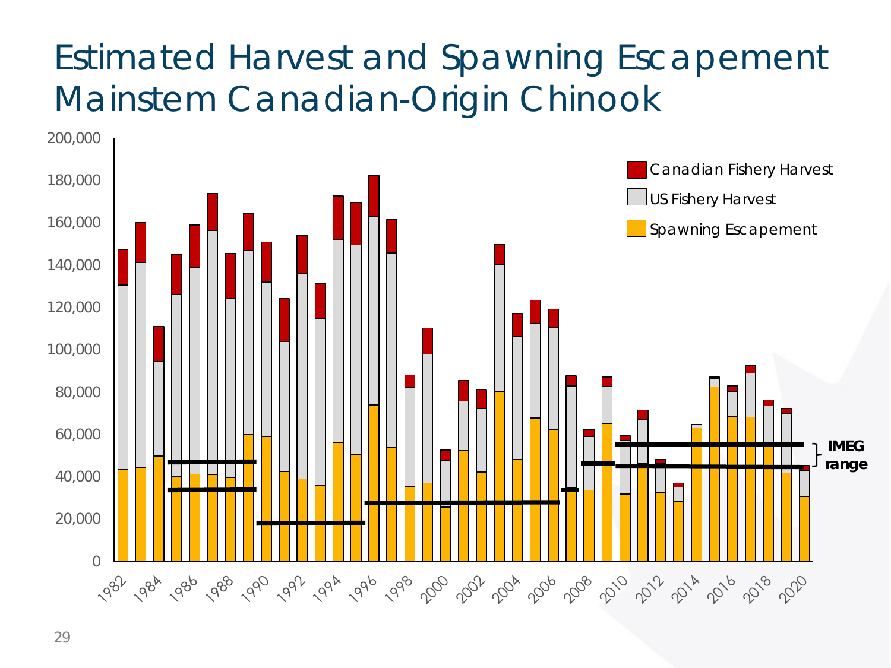# Estimated Harvest and Spawning Escapement Mainstem Canadian-Origin Chinook

200,000
180,000
160,000
140,000
120,000
100,000
80,000
60,000
40,000
20,000
0

1982 1984 1986 1988 1990 1992 1994 1996 1998 2000 2002 2004 2006 2008 2010 2012 2014 2016 2018 2020

Canadian Fishery Harvest
US Fishery Harvest
Spawning Escapement

**IMEG range**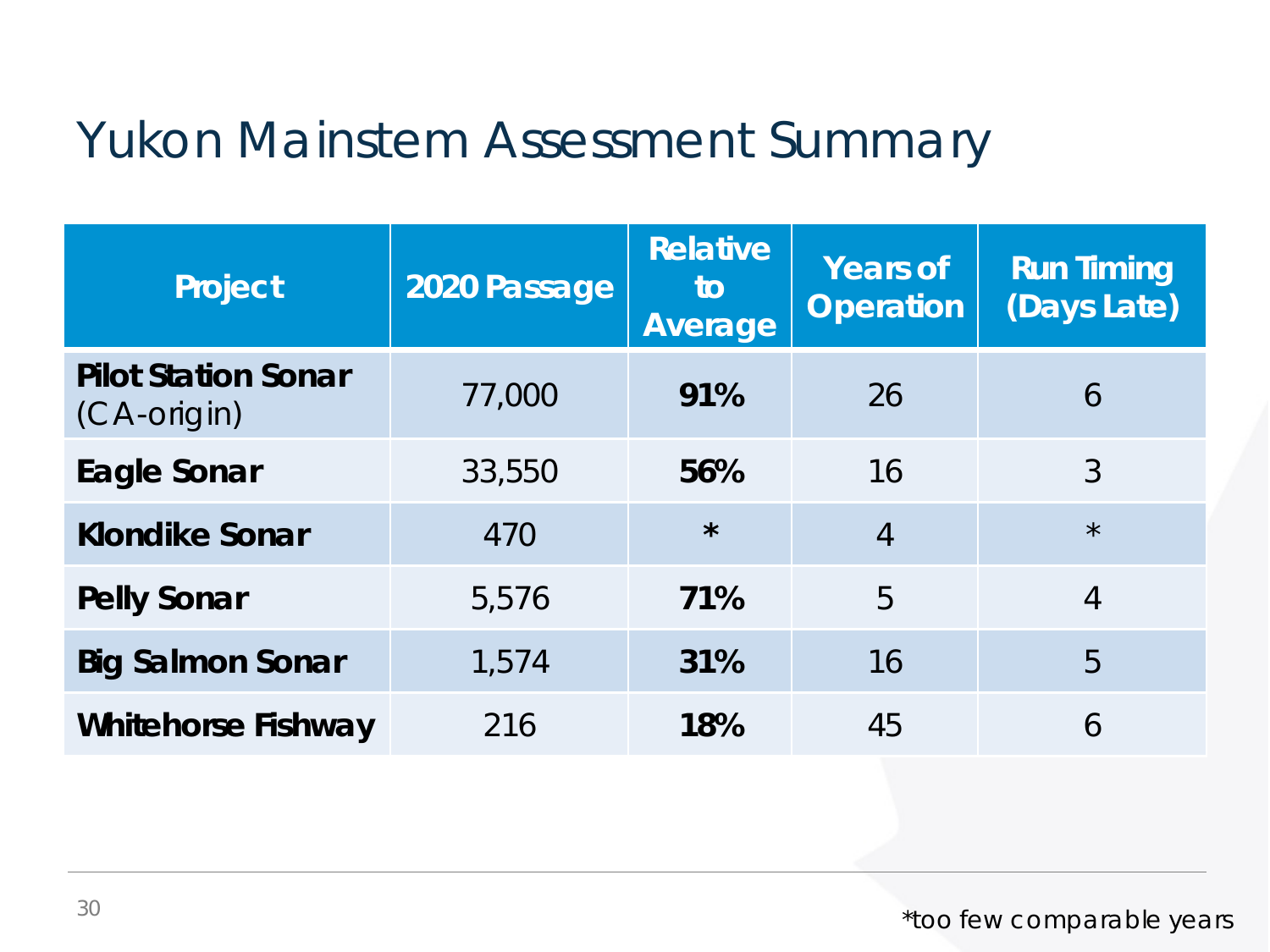# Yukon Mainstem Assessment Summary

| Project | 2020 Passage | Relative to Average | Years of Operation | Run Timing (Days Late) |
|---|---|---|---|---|
| **Pilot Station Sonar** (CA-origin) | 77,000 | **91%** | 26 | 6 |
| **Eagle Sonar** | 33,550 | **56%** | 16 | 3 |
| **Klondike Sonar** | 470 | * | 4 | * |
| **Pelly Sonar** | 5,576 | **71%** | 5 | 4 |
| **Big Salmon Sonar** | 1,574 | **31%** | 16 | 5 |
| **Whitehorse Fishway** | 216 | **18%** | 45 | 6 |

*too few comparable years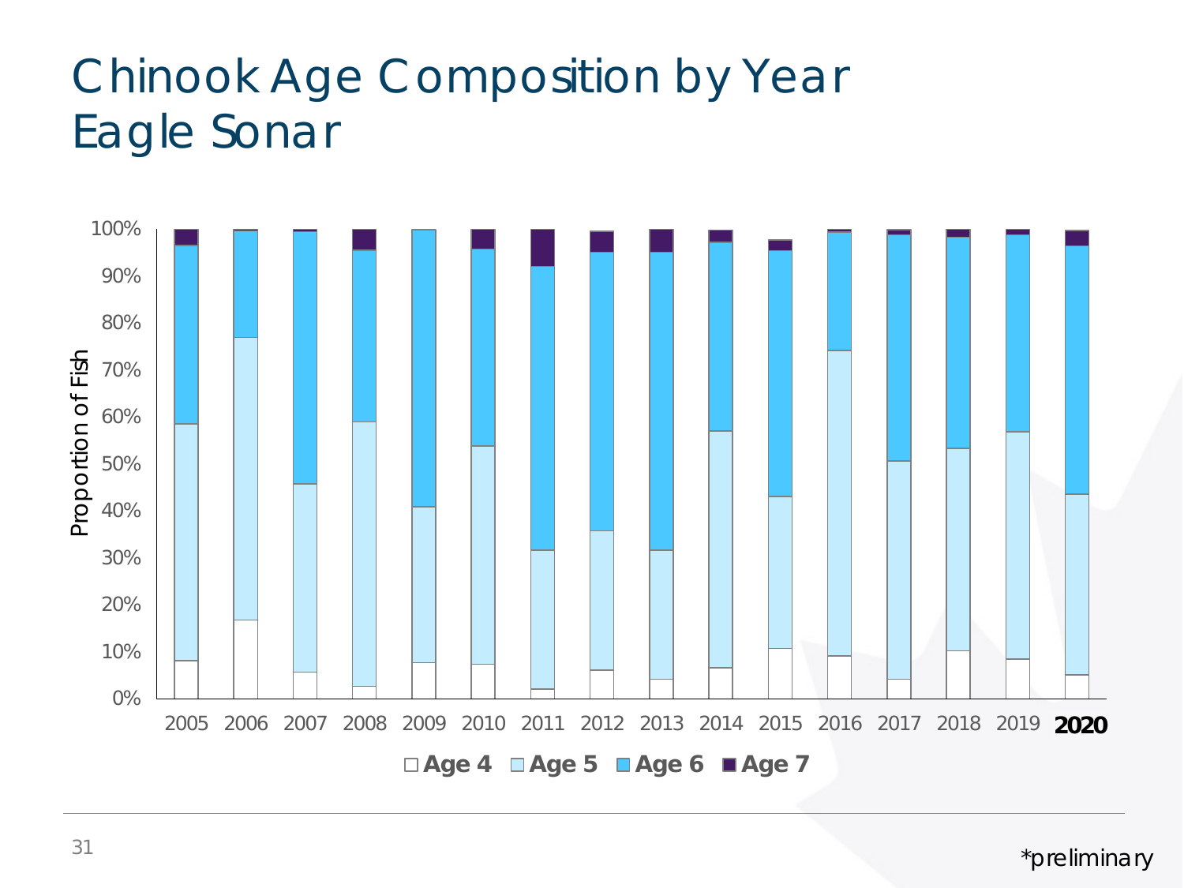# Chinook Age Composition by Year Eagle Sonar

*preliminary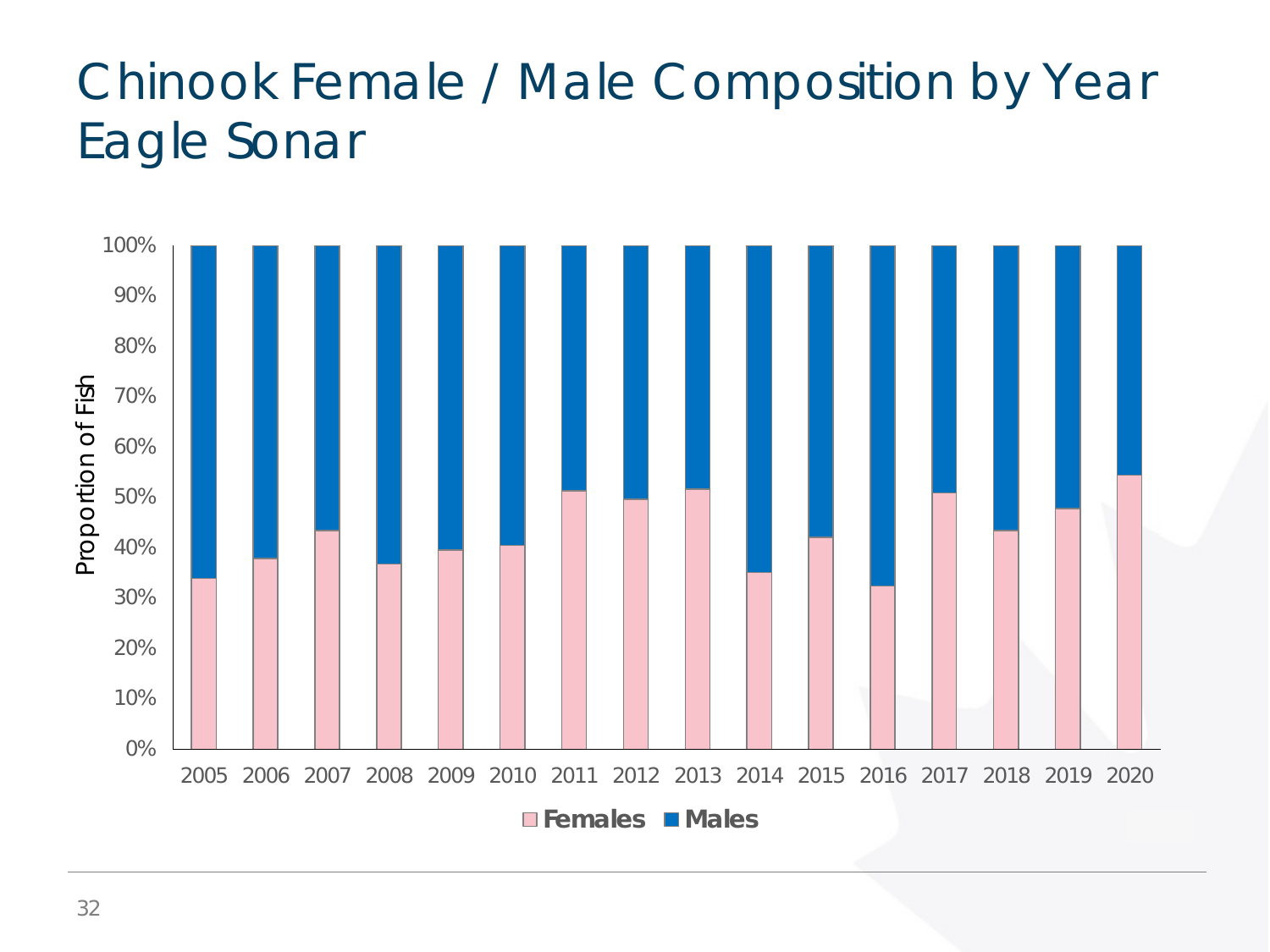# Chinook Female / Male Composition by Year Eagle Sonar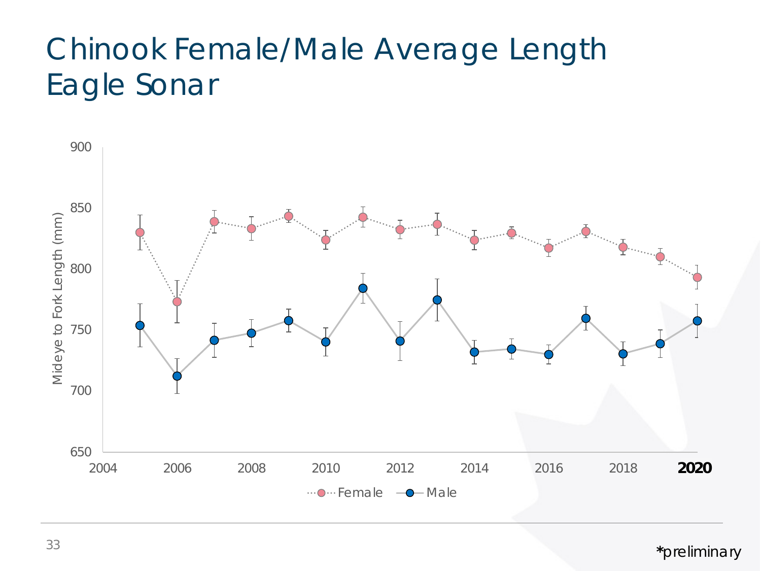# Chinook Female/Male Average Length Eagle Sonar

*preliminary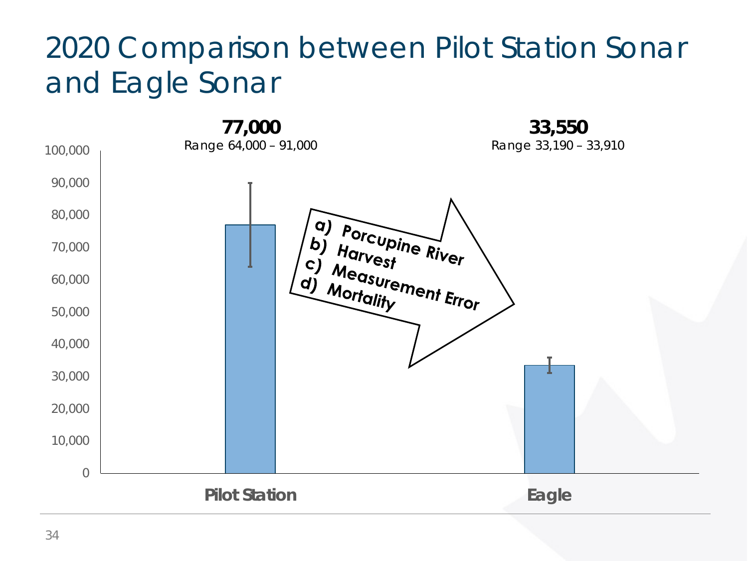# 2020 Comparison between Pilot Station Sonar and Eagle Sonar

**77,000**
Range 64,000 – 91,000

**33,550**
Range 33,190 – 33,910

a) Porcupine River
b) Harvest
c) Measurement Error
d) Mortality

| | Estimate | Range |
|---|---|---|
| Pilot Station | 77,000 | 64,000 – 91,000 |
| Eagle | 33,550 | 33,190 – 33,910 |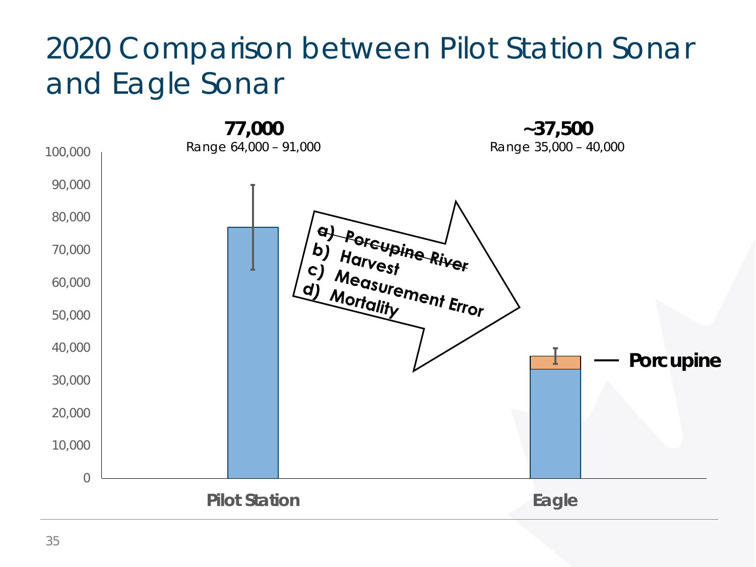# 2020 Comparison between Pilot Station Sonar and Eagle Sonar

**77,000**
Range 64,000 – 91,000

**~37,500**
Range 35,000 – 40,000

a) ~~Porcupine River~~
b) Harvest
c) Measurement Error
d) Mortality

**Porcupine**

**Pilot Station** | **Eagle**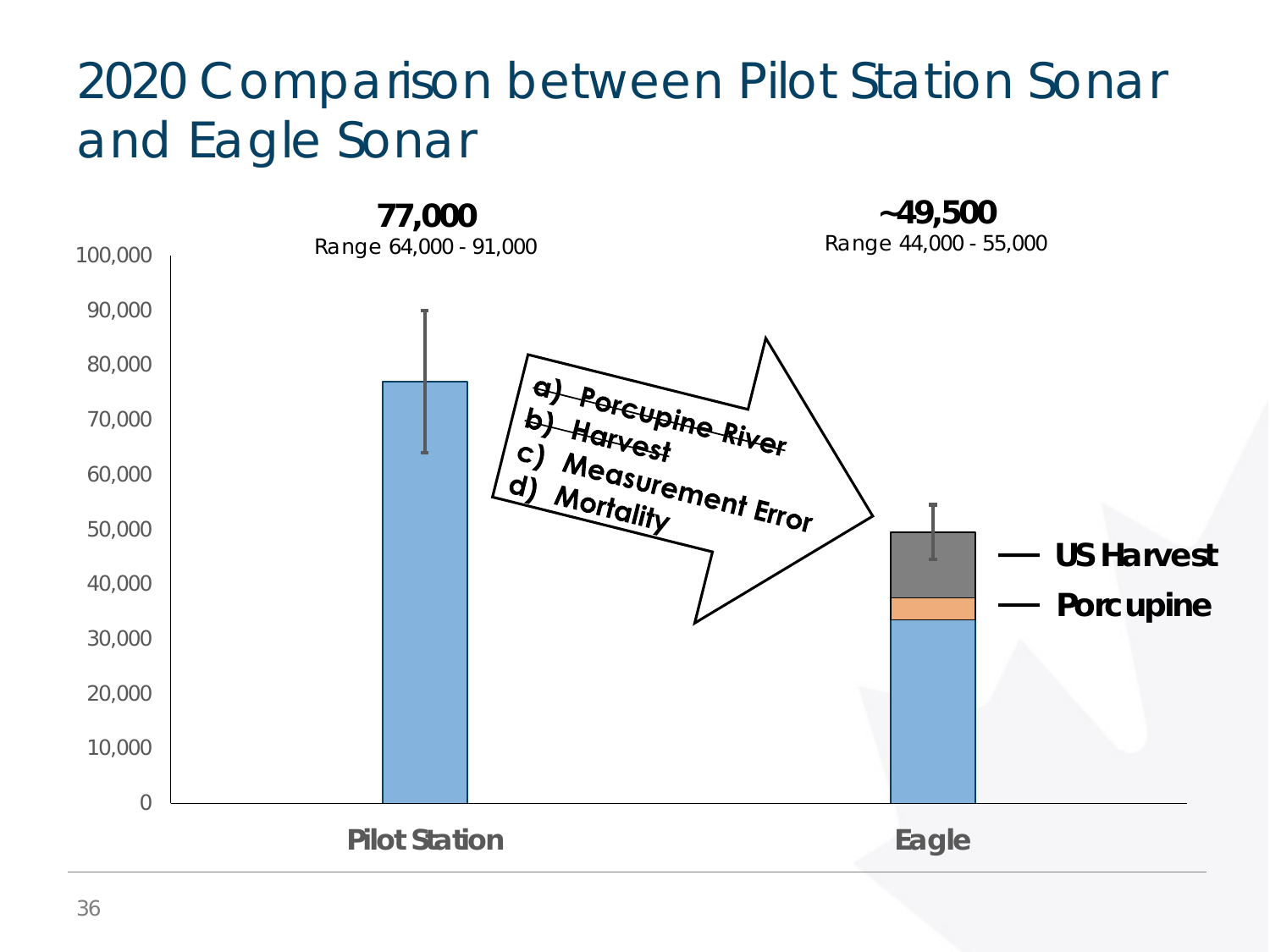# 2020 Comparison between Pilot Station Sonar and Eagle Sonar

**77,000**
Range 64,000 - 91,000

**~49,500**
Range 44,000 - 55,000

- ~~a) Porcupine River~~
- ~~b) Harvest~~
- c) Measurement Error
- d) Mortality

— **US Harvest**

— **Porcupine**

**Pilot Station** **Eagle**

0, 10,000, 20,000, 30,000, 40,000, 50,000, 60,000, 70,000, 80,000, 90,000, 100,000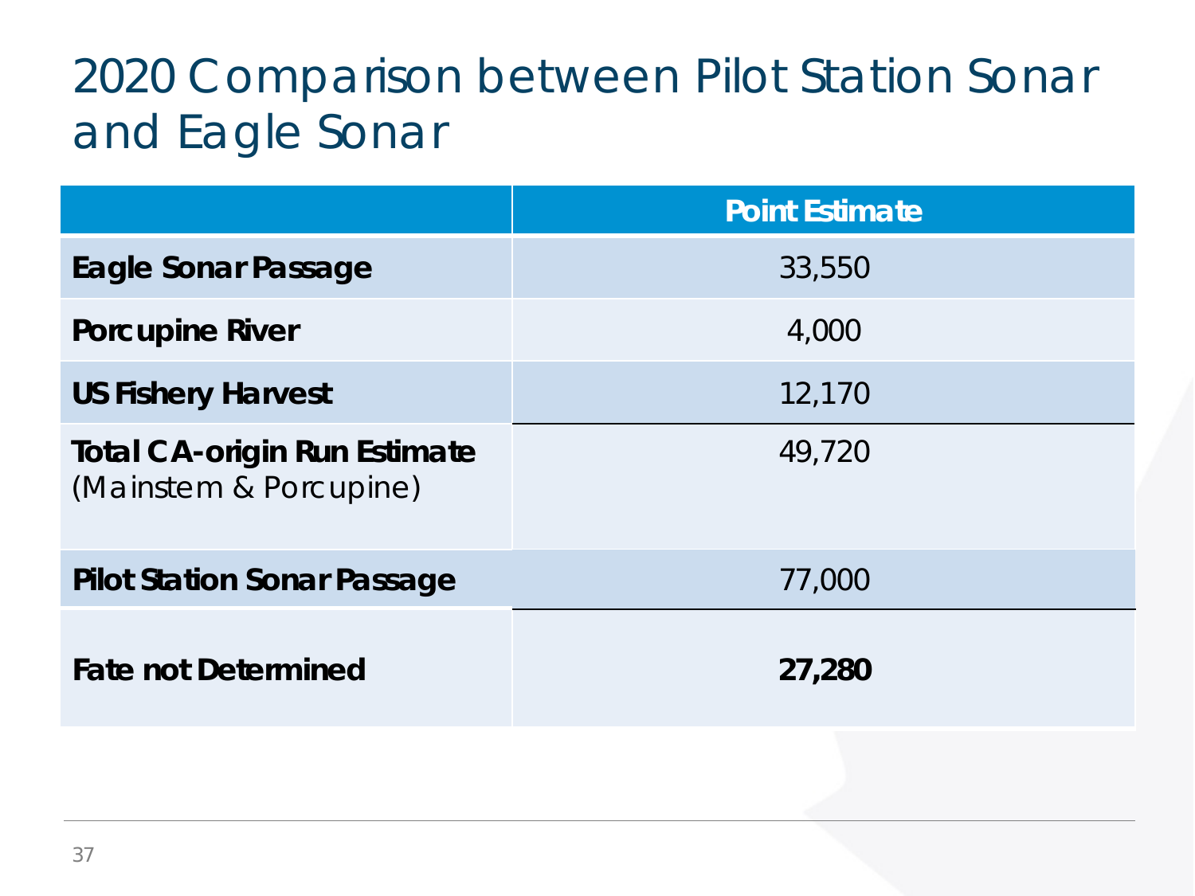# 2020 Comparison between Pilot Station Sonar and Eagle Sonar

| | Point Estimate |
|---|---|
| **Eagle Sonar Passage** | 33,550 |
| **Porcupine River** | 4,000 |
| **US Fishery Harvest** | 12,170 |
| **Total CA-origin Run Estimate** (Mainstem & Porcupine) | 49,720 |
| **Pilot Station Sonar Passage** | 77,000 |
| **Fate not Determined** | **27,280** |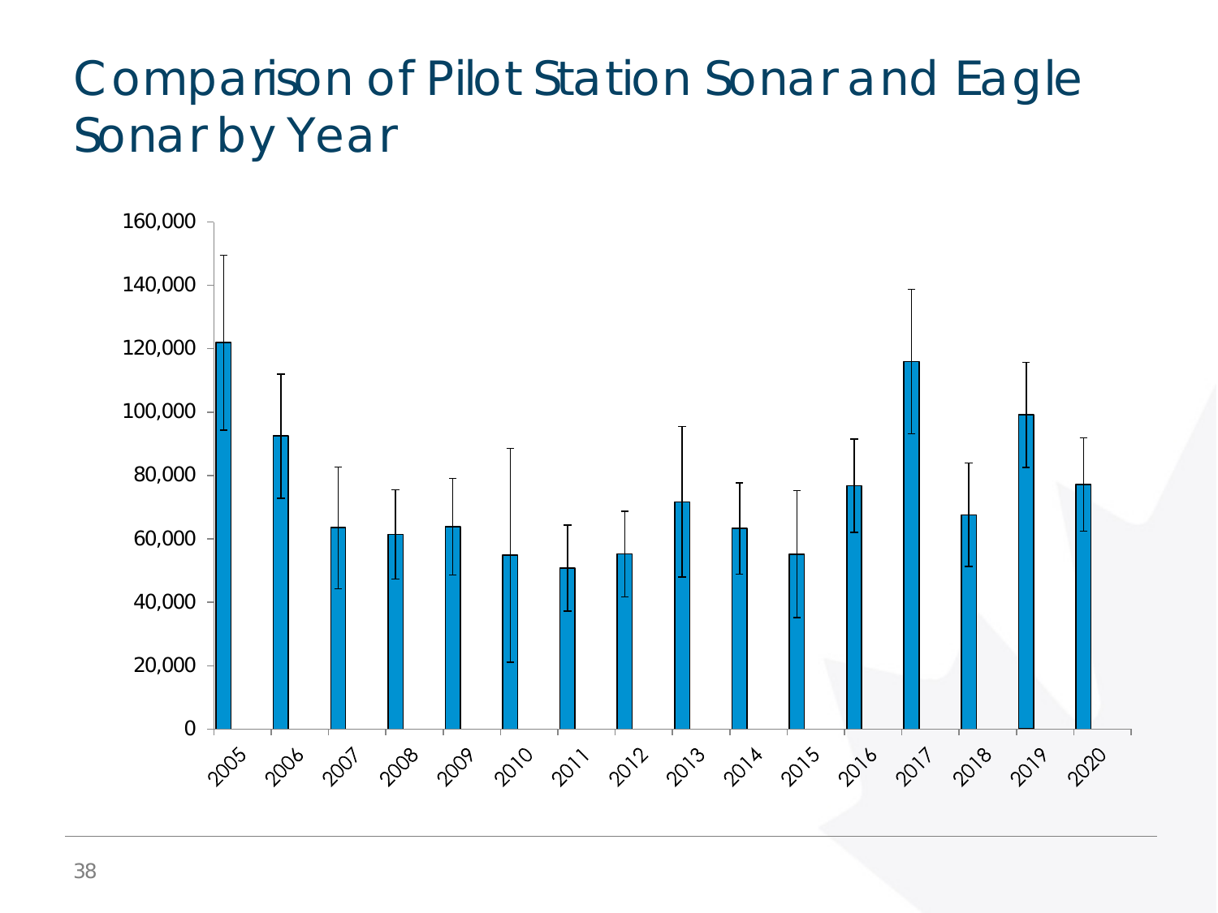# Comparison of Pilot Station Sonar and Eagle Sonar by Year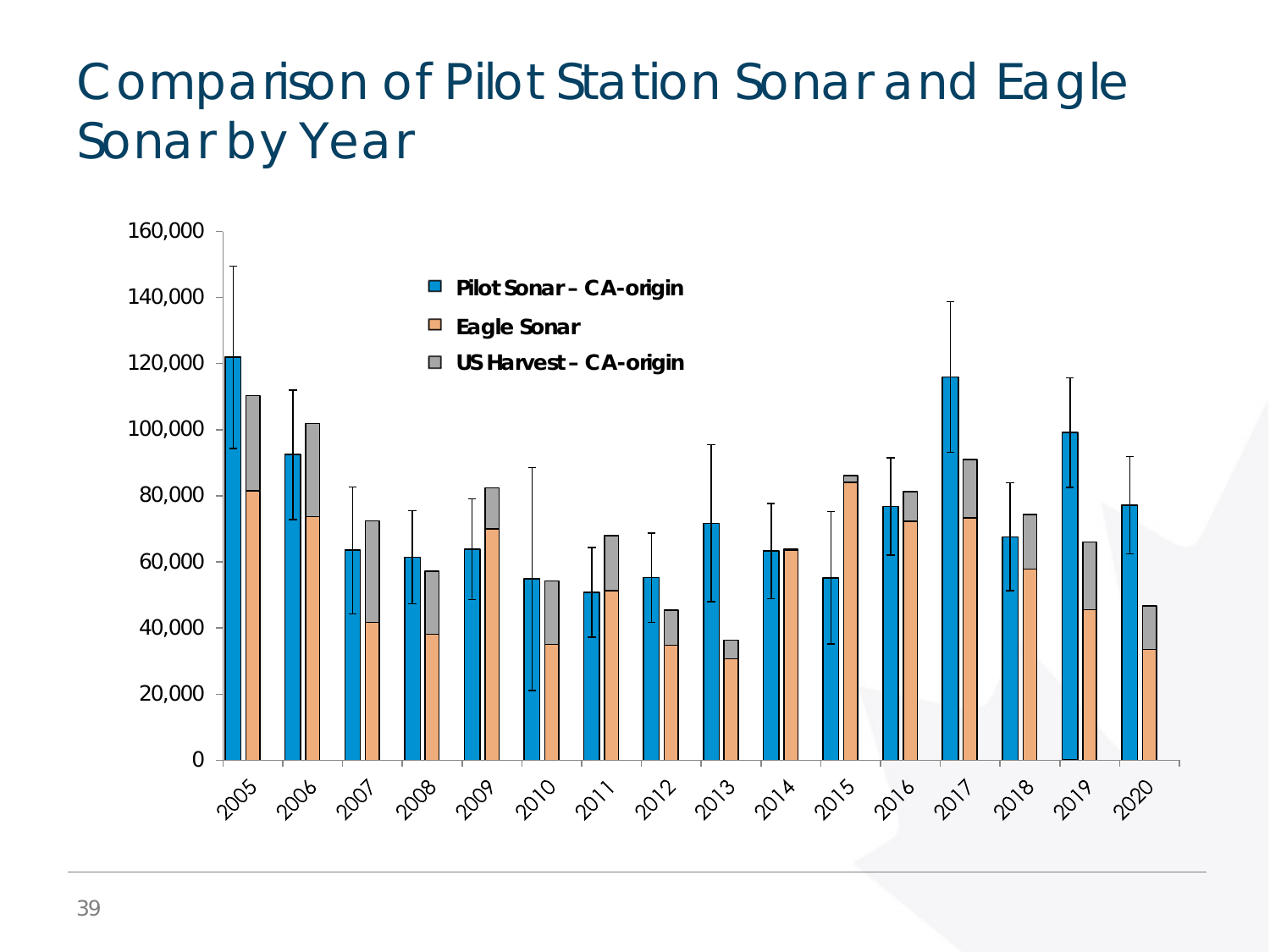# Comparison of Pilot Station Sonar and Eagle Sonar by Year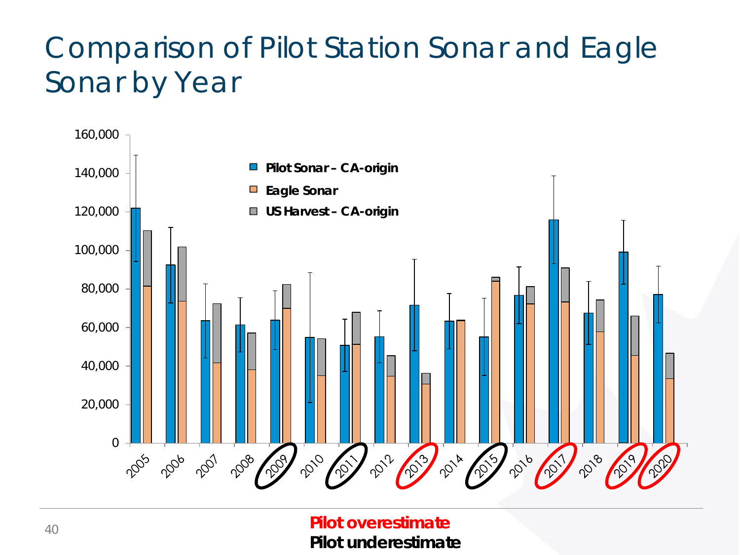# Comparison of Pilot Station Sonar and Eagle Sonar by Year

Pilot Sonar – CA-origin

Eagle Sonar

US Harvest – CA-origin

2005 2006 2007 2008 2009 2010 2011 2012 2013 2014 2015 2016 2017 2018 2019 2020

**Pilot overestimate**

**Pilot underestimate**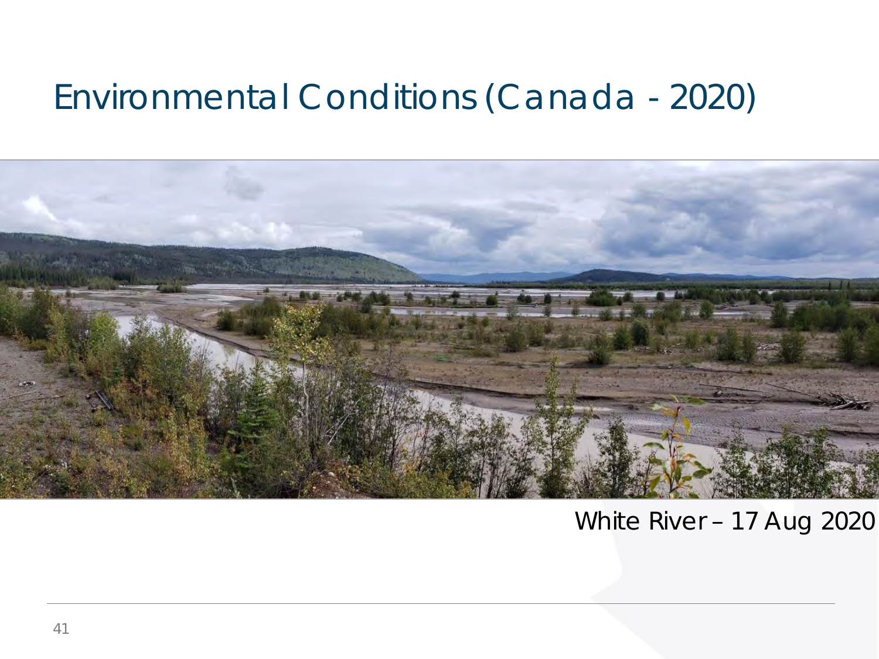# Environmental Conditions (Canada - 2020)

White River – 17 Aug 2020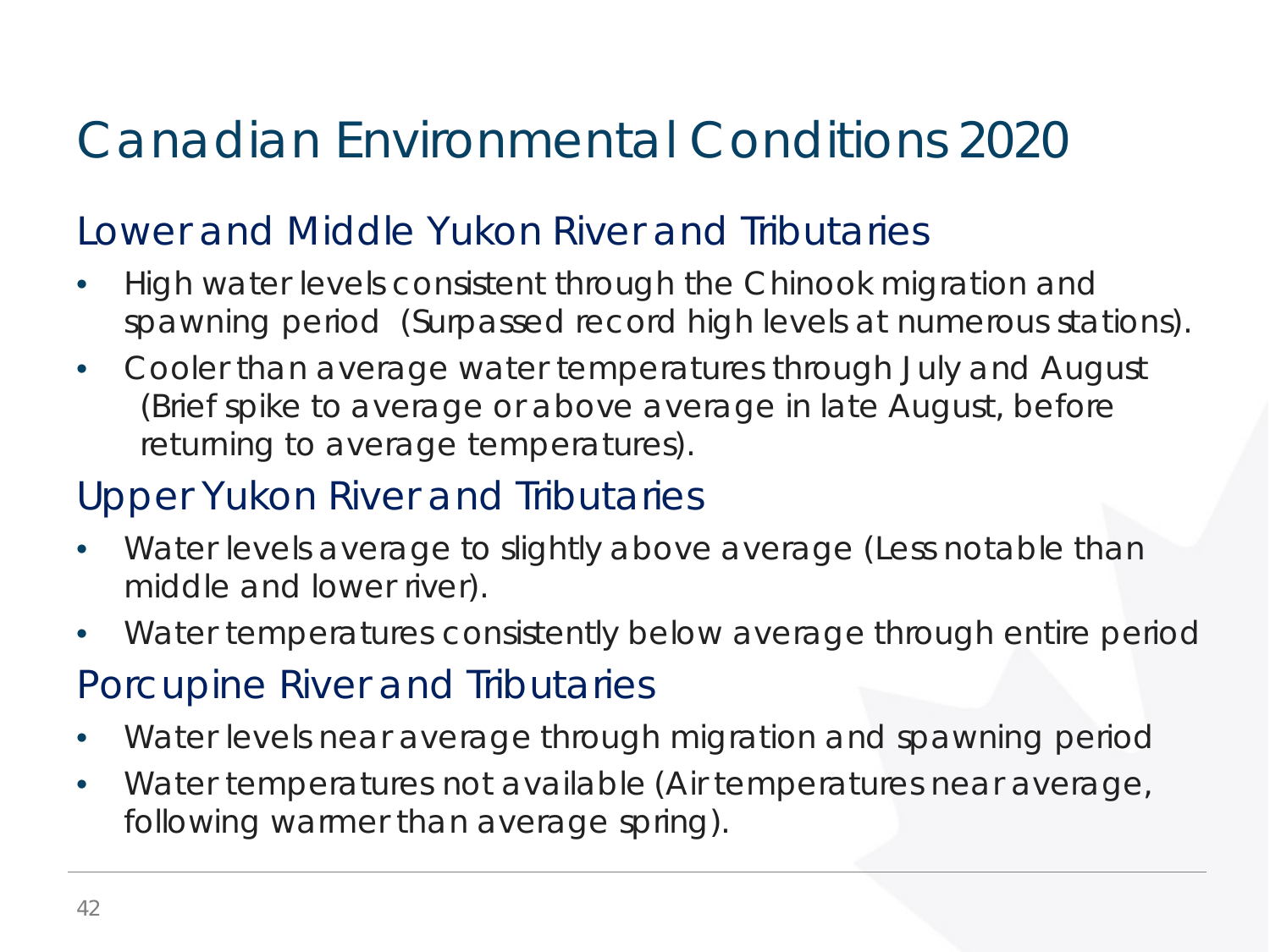# Canadian Environmental Conditions 2020

## Lower and Middle Yukon River and Tributaries

- High water levels consistent through the Chinook migration and spawning period (Surpassed record high levels at numerous stations).
- Cooler than average water temperatures through July and August (Brief spike to average or above average in late August, before returning to average temperatures).

## Upper Yukon River and Tributaries

- Water levels average to slightly above average (Less notable than middle and lower river).
- Water temperatures consistently below average through entire period

## Porcupine River and Tributaries

- Water levels near average through migration and spawning period
- Water temperatures not available (Air temperatures near average, following warmer than average spring).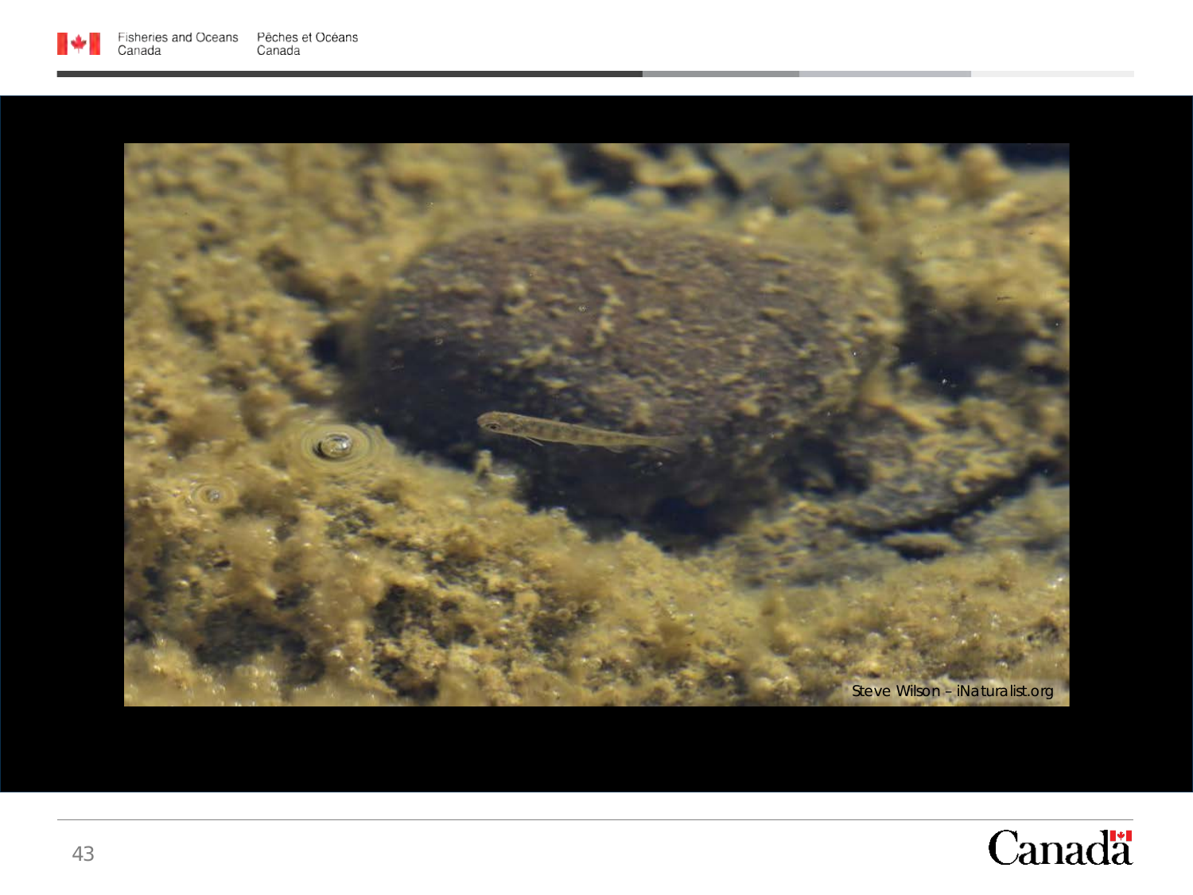Steve Wilson – iNaturalist.org